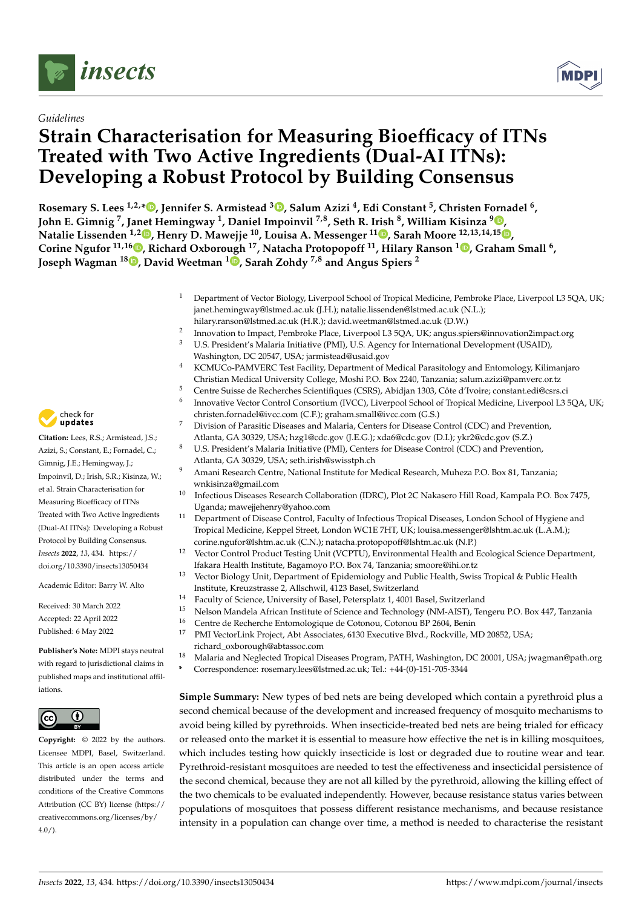*Guidelines*

# Strain Characterisation for Measuring Bioefficacy of ITNs Treated with Two Active Ingredients (Dual-AI ITNs): Developing a Robust Protocol by Building Consensus

**Rosemary S. Lees [1,2,*], Jennifer S. Armistead [3], Salum Azizi [4], Edi Constant [5], Christen Fornadel [6], John E. Gimnig [7], Janet Hemingway [1], Daniel Impoinvil [7,8], Seth R. Irish [8], William Kisinza [9], Natalie Lissenden [1,2], Henry D. Mawejje [10], Louisa A. Messenger [11], Sarah Moore [12,13,14,15], Corine Ngufor [11,16], Richard Oxborough [17], Natacha Protopopoff [11], Hilary Ranson [1], Graham Small [6], Joseph Wagman [18], David Weetman [1], Sarah Zohdy [7,8] and Angus Spiers [2]**

1. Department of Vector Biology, Liverpool School of Tropical Medicine, Pembroke Place, Liverpool L3 5QA, UK; janet.hemingway@lstmed.ac.uk (J.H.); natalie.lissenden@lstmed.ac.uk (N.L.); hilary.ranson@lstmed.ac.uk (H.R.); david.weetman@lstmed.ac.uk (D.W.)
2. Innovation to Impact, Pembroke Place, Liverpool L3 5QA, UK; angus.spiers@innovation2impact.org
3. U.S. President's Malaria Initiative (PMI), U.S. Agency for International Development (USAID), Washington, DC 20547, USA; jarmistead@usaid.gov
4. KCMUCo-PAMVERC Test Facility, Department of Medical Parasitology and Entomology, Kilimanjaro Christian Medical University College, Moshi P.O. Box 2240, Tanzania; salum.azizi@pamverc.or.tz
5. Centre Suisse de Recherches Scientifiques (CSRS), Abidjan 1303, Côte d'Ivoire; constant.edi@csrs.ci
6. Innovative Vector Control Consortium (IVCC), Liverpool School of Tropical Medicine, Liverpool L3 5QA, UK; christen.fornadel@ivcc.com (C.F.); graham.small@ivcc.com (G.S.)
7. Division of Parasitic Diseases and Malaria, Centers for Disease Control (CDC) and Prevention, Atlanta, GA 30329, USA; hzg1@cdc.gov (J.E.G.); xda6@cdc.gov (D.I.); ykr2@cdc.gov (S.Z.)
8. U.S. President's Malaria Initiative (PMI), Centers for Disease Control (CDC) and Prevention, Atlanta, GA 30329, USA; seth.irish@swisstph.ch
9. Amani Research Centre, National Institute for Medical Research, Muheza P.O. Box 81, Tanzania; wnkisinza@gmail.com
10. Infectious Diseases Research Collaboration (IDRC), Plot 2C Nakasero Hill Road, Kampala P.O. Box 7475, Uganda; mawejjehenry@yahoo.com
11. Department of Disease Control, Faculty of Infectious Tropical Diseases, London School of Hygiene and Tropical Medicine, Keppel Street, London WC1E 7HT, UK; louisa.messenger@lshtm.ac.uk (L.A.M.); corine.ngufor@lshtm.ac.uk (C.N.); natacha.protopopoff@lshtm.ac.uk (N.P.)
12. Vector Control Product Testing Unit (VCPTU), Environmental Health and Ecological Science Department, Ifakara Health Institute, Bagamoyo P.O. Box 74, Tanzania; smoore@ihi.or.tz
13. Vector Biology Unit, Department of Epidemiology and Public Health, Swiss Tropical & Public Health Institute, Kreuzstrasse 2, Allschwil, 4123 Basel, Switzerland
14. Faculty of Science, University of Basel, Petersplatz 1, 4001 Basel, Switzerland
15. Nelson Mandela African Institute of Science and Technology (NM-AIST), Tengeru P.O. Box 447, Tanzania
16. Centre de Recherche Entomologique de Cotonou, Cotonou BP 2604, Benin
17. PMI VectorLink Project, Abt Associates, 6130 Executive Blvd., Rockville, MD 20852, USA; richard_oxborough@abtassoc.com
18. Malaria and Neglected Tropical Diseases Program, PATH, Washington, DC 20001, USA; jwagman@path.org

\* Correspondence: rosemary.lees@lstmed.ac.uk; Tel.: +44-(0)-151-705-3344

**Citation:** Lees, R.S.; Armistead, J.S.; Azizi, S.; Constant, E.; Fornadel, C.; Gimnig, J.E.; Hemingway, J.; Impoinvil, D.; Irish, S.R.; Kisinza, W.; et al. Strain Characterisation for Measuring Bioefficacy of ITNs Treated with Two Active Ingredients (Dual-AI ITNs): Developing a Robust Protocol by Building Consensus. *Insects* **2022**, *13*, 434. https://doi.org/10.3390/insects13050434

Academic Editor: Barry W. Alto

Received: 30 March 2022
Accepted: 22 April 2022
Published: 6 May 2022

**Publisher's Note:** MDPI stays neutral with regard to jurisdictional claims in published maps and institutional affiliations.

**Copyright:** © 2022 by the authors. Licensee MDPI, Basel, Switzerland. This article is an open access article distributed under the terms and conditions of the Creative Commons Attribution (CC BY) license (https://creativecommons.org/licenses/by/4.0/).

**Simple Summary:** New types of bed nets are being developed which contain a pyrethroid plus a second chemical because of the development and increased frequency of mosquito mechanisms to avoid being killed by pyrethroids. When insecticide-treated bed nets are being trialed for efficacy or released onto the market it is essential to measure how effective the net is in killing mosquitoes, which includes testing how quickly insecticide is lost or degraded due to routine wear and tear. Pyrethroid-resistant mosquitoes are needed to test the effectiveness and insecticidal persistence of the second chemical, because they are not all killed by the pyrethroid, allowing the killing effect of the two chemicals to be evaluated independently. However, because resistance status varies between populations of mosquitoes that possess different resistance mechanisms, and because resistance intensity in a population can change over time, a method is needed to characterise the resistant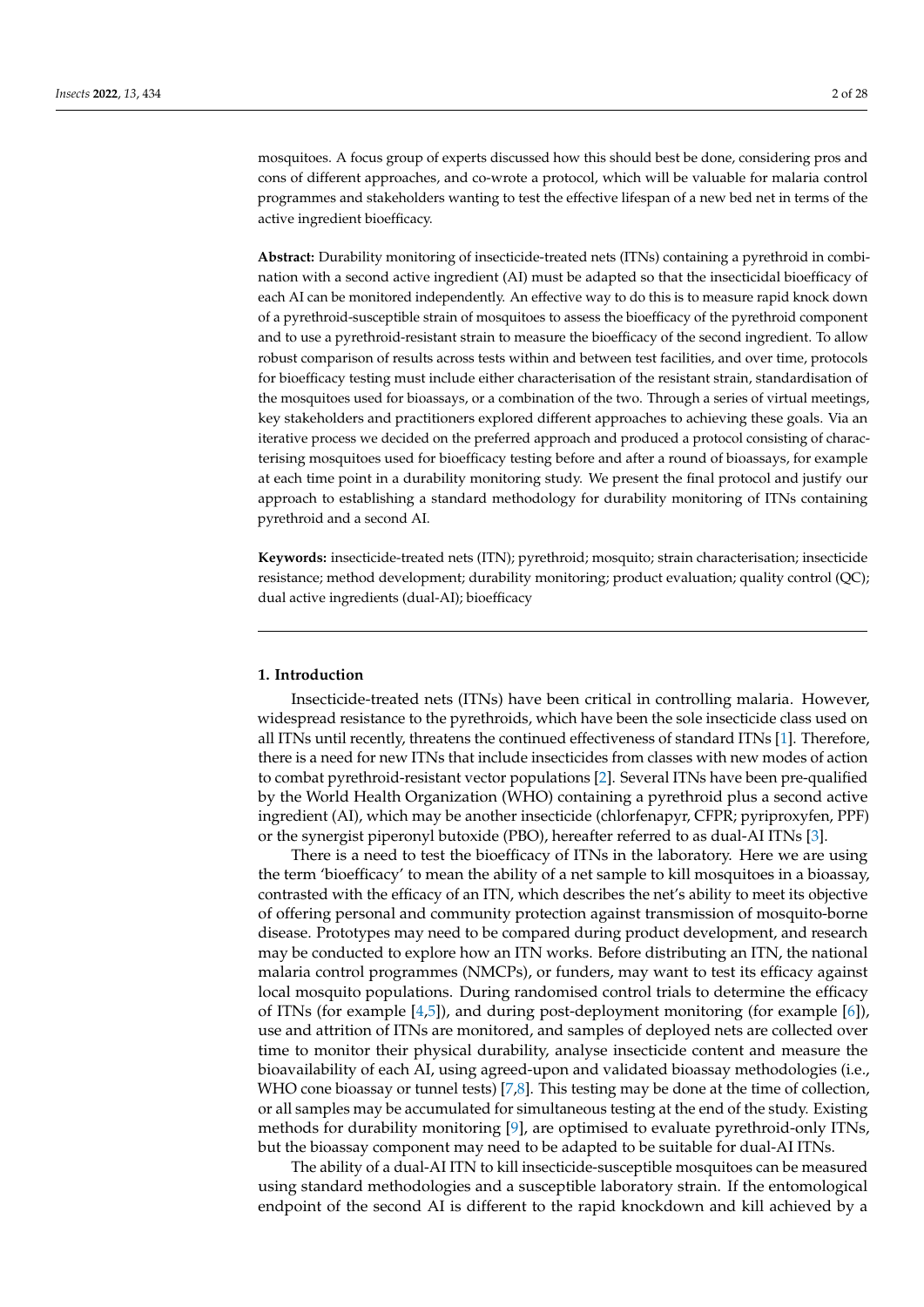mosquitoes. A focus group of experts discussed how this should best be done, considering pros and cons of different approaches, and co-wrote a protocol, which will be valuable for malaria control programmes and stakeholders wanting to test the effective lifespan of a new bed net in terms of the active ingredient bioefficacy.

**Abstract:** Durability monitoring of insecticide-treated nets (ITNs) containing a pyrethroid in combination with a second active ingredient (AI) must be adapted so that the insecticidal bioefficacy of each AI can be monitored independently. An effective way to do this is to measure rapid knock down of a pyrethroid-susceptible strain of mosquitoes to assess the bioefficacy of the pyrethroid component and to use a pyrethroid-resistant strain to measure the bioefficacy of the second ingredient. To allow robust comparison of results across tests within and between test facilities, and over time, protocols for bioefficacy testing must include either characterisation of the resistant strain, standardisation of the mosquitoes used for bioassays, or a combination of the two. Through a series of virtual meetings, key stakeholders and practitioners explored different approaches to achieving these goals. Via an iterative process we decided on the preferred approach and produced a protocol consisting of characterising mosquitoes used for bioefficacy testing before and after a round of bioassays, for example at each time point in a durability monitoring study. We present the final protocol and justify our approach to establishing a standard methodology for durability monitoring of ITNs containing pyrethroid and a second AI.

**Keywords:** insecticide-treated nets (ITN); pyrethroid; mosquito; strain characterisation; insecticide resistance; method development; durability monitoring; product evaluation; quality control (QC); dual active ingredients (dual-AI); bioefficacy

## 1. Introduction

Insecticide-treated nets (ITNs) have been critical in controlling malaria. However, widespread resistance to the pyrethroids, which have been the sole insecticide class used on all ITNs until recently, threatens the continued effectiveness of standard ITNs [1]. Therefore, there is a need for new ITNs that include insecticides from classes with new modes of action to combat pyrethroid-resistant vector populations [2]. Several ITNs have been pre-qualified by the World Health Organization (WHO) containing a pyrethroid plus a second active ingredient (AI), which may be another insecticide (chlorfenapyr, CFPR; pyriproxyfen, PPF) or the synergist piperonyl butoxide (PBO), hereafter referred to as dual-AI ITNs [3].

There is a need to test the bioefficacy of ITNs in the laboratory. Here we are using the term 'bioefficacy' to mean the ability of a net sample to kill mosquitoes in a bioassay, contrasted with the efficacy of an ITN, which describes the net's ability to meet its objective of offering personal and community protection against transmission of mosquito-borne disease. Prototypes may need to be compared during product development, and research may be conducted to explore how an ITN works. Before distributing an ITN, the national malaria control programmes (NMCPs), or funders, may want to test its efficacy against local mosquito populations. During randomised control trials to determine the efficacy of ITNs (for example [4,5]), and during post-deployment monitoring (for example [6]), use and attrition of ITNs are monitored, and samples of deployed nets are collected over time to monitor their physical durability, analyse insecticide content and measure the bioavailability of each AI, using agreed-upon and validated bioassay methodologies (i.e., WHO cone bioassay or tunnel tests) [7,8]. This testing may be done at the time of collection, or all samples may be accumulated for simultaneous testing at the end of the study. Existing methods for durability monitoring [9], are optimised to evaluate pyrethroid-only ITNs, but the bioassay component may need to be adapted to be suitable for dual-AI ITNs.

The ability of a dual-AI ITN to kill insecticide-susceptible mosquitoes can be measured using standard methodologies and a susceptible laboratory strain. If the entomological endpoint of the second AI is different to the rapid knockdown and kill achieved by a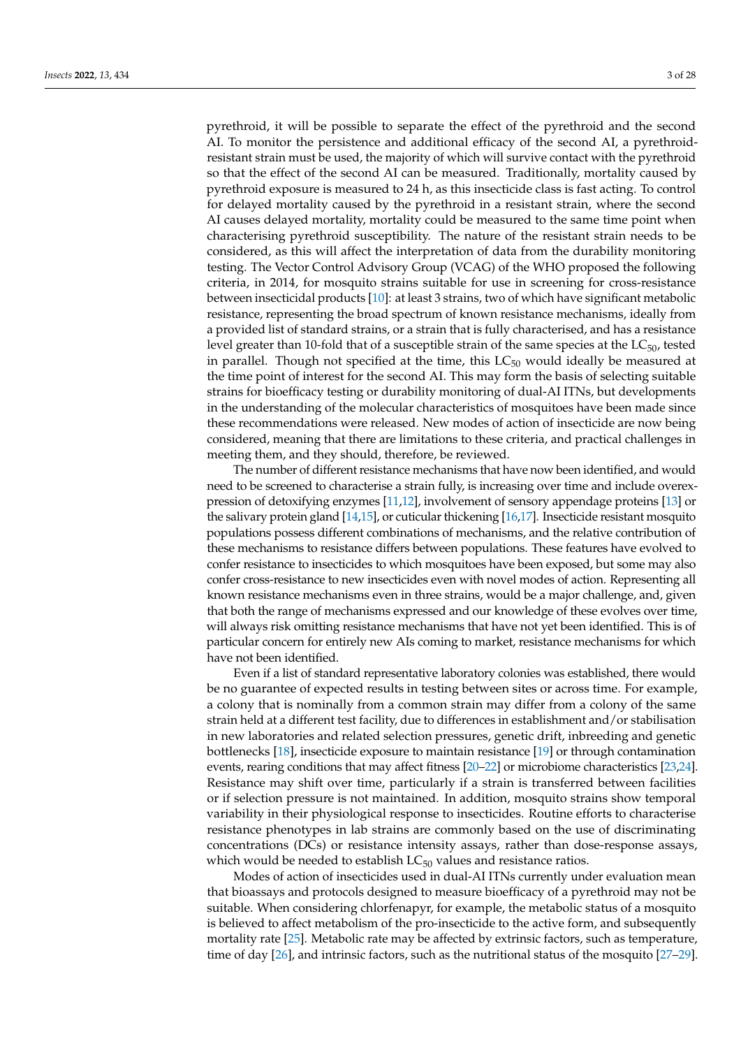pyrethroid, it will be possible to separate the effect of the pyrethroid and the second AI. To monitor the persistence and additional efficacy of the second AI, a pyrethroid-resistant strain must be used, the majority of which will survive contact with the pyrethroid so that the effect of the second AI can be measured. Traditionally, mortality caused by pyrethroid exposure is measured to 24 h, as this insecticide class is fast acting. To control for delayed mortality caused by the pyrethroid in a resistant strain, where the second AI causes delayed mortality, mortality could be measured to the same time point when characterising pyrethroid susceptibility. The nature of the resistant strain needs to be considered, as this will affect the interpretation of data from the durability monitoring testing. The Vector Control Advisory Group (VCAG) of the WHO proposed the following criteria, in 2014, for mosquito strains suitable for use in screening for cross-resistance between insecticidal products [10]: at least 3 strains, two of which have significant metabolic resistance, representing the broad spectrum of known resistance mechanisms, ideally from a provided list of standard strains, or a strain that is fully characterised, and has a resistance level greater than 10-fold that of a susceptible strain of the same species at the $LC_{50}$, tested in parallel. Though not specified at the time, this $LC_{50}$ would ideally be measured at the time point of interest for the second AI. This may form the basis of selecting suitable strains for bioefficacy testing or durability monitoring of dual-AI ITNs, but developments in the understanding of the molecular characteristics of mosquitoes have been made since these recommendations were released. New modes of action of insecticide are now being considered, meaning that there are limitations to these criteria, and practical challenges in meeting them, and they should, therefore, be reviewed.

The number of different resistance mechanisms that have now been identified, and would need to be screened to characterise a strain fully, is increasing over time and include overexpression of detoxifying enzymes [11,12], involvement of sensory appendage proteins [13] or the salivary protein gland [14,15], or cuticular thickening [16,17]. Insecticide resistant mosquito populations possess different combinations of mechanisms, and the relative contribution of these mechanisms to resistance differs between populations. These features have evolved to confer resistance to insecticides to which mosquitoes have been exposed, but some may also confer cross-resistance to new insecticides even with novel modes of action. Representing all known resistance mechanisms even in three strains, would be a major challenge, and, given that both the range of mechanisms expressed and our knowledge of these evolves over time, will always risk omitting resistance mechanisms that have not yet been identified. This is of particular concern for entirely new AIs coming to market, resistance mechanisms for which have not been identified.

Even if a list of standard representative laboratory colonies was established, there would be no guarantee of expected results in testing between sites or across time. For example, a colony that is nominally from a common strain may differ from a colony of the same strain held at a different test facility, due to differences in establishment and/or stabilisation in new laboratories and related selection pressures, genetic drift, inbreeding and genetic bottlenecks [18], insecticide exposure to maintain resistance [19] or through contamination events, rearing conditions that may affect fitness [20–22] or microbiome characteristics [23,24]. Resistance may shift over time, particularly if a strain is transferred between facilities or if selection pressure is not maintained. In addition, mosquito strains show temporal variability in their physiological response to insecticides. Routine efforts to characterise resistance phenotypes in lab strains are commonly based on the use of discriminating concentrations (DCs) or resistance intensity assays, rather than dose-response assays, which would be needed to establish $LC_{50}$ values and resistance ratios.

Modes of action of insecticides used in dual-AI ITNs currently under evaluation mean that bioassays and protocols designed to measure bioefficacy of a pyrethroid may not be suitable. When considering chlorfenapyr, for example, the metabolic status of a mosquito is believed to affect metabolism of the pro-insecticide to the active form, and subsequently mortality rate [25]. Metabolic rate may be affected by extrinsic factors, such as temperature, time of day [26], and intrinsic factors, such as the nutritional status of the mosquito [27–29].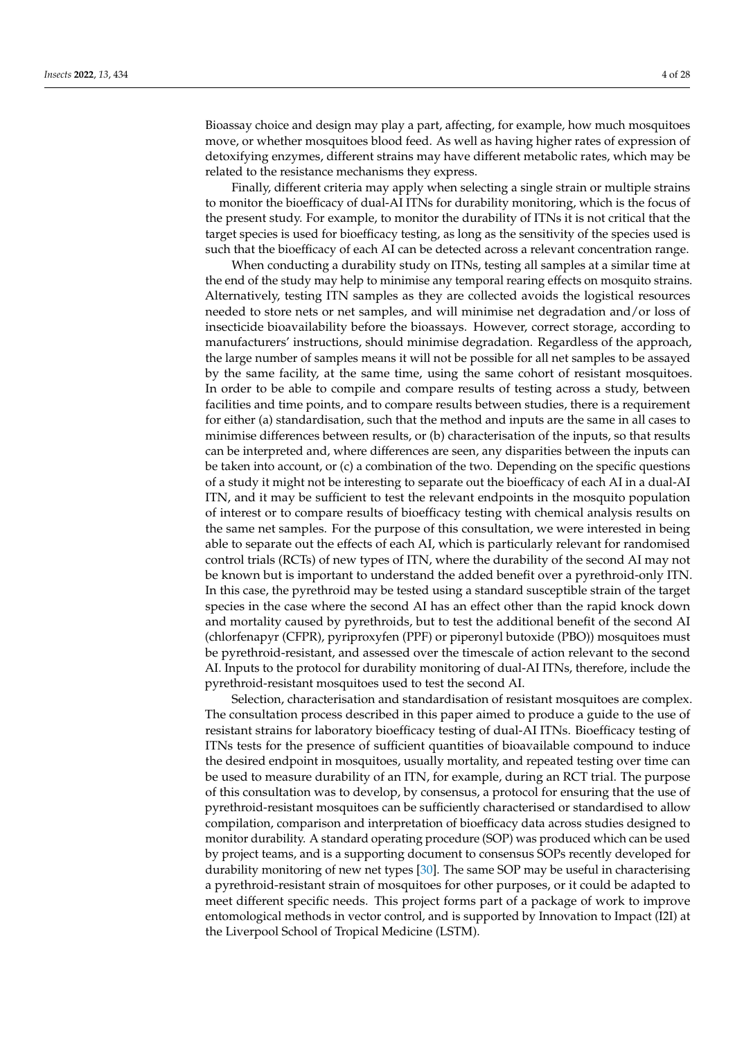Bioassay choice and design may play a part, affecting, for example, how much mosquitoes move, or whether mosquitoes blood feed. As well as having higher rates of expression of detoxifying enzymes, different strains may have different metabolic rates, which may be related to the resistance mechanisms they express.

Finally, different criteria may apply when selecting a single strain or multiple strains to monitor the bioefficacy of dual-AI ITNs for durability monitoring, which is the focus of the present study. For example, to monitor the durability of ITNs it is not critical that the target species is used for bioefficacy testing, as long as the sensitivity of the species used is such that the bioefficacy of each AI can be detected across a relevant concentration range.

When conducting a durability study on ITNs, testing all samples at a similar time at the end of the study may help to minimise any temporal rearing effects on mosquito strains. Alternatively, testing ITN samples as they are collected avoids the logistical resources needed to store nets or net samples, and will minimise net degradation and/or loss of insecticide bioavailability before the bioassays. However, correct storage, according to manufacturers' instructions, should minimise degradation. Regardless of the approach, the large number of samples means it will not be possible for all net samples to be assayed by the same facility, at the same time, using the same cohort of resistant mosquitoes. In order to be able to compile and compare results of testing across a study, between facilities and time points, and to compare results between studies, there is a requirement for either (a) standardisation, such that the method and inputs are the same in all cases to minimise differences between results, or (b) characterisation of the inputs, so that results can be interpreted and, where differences are seen, any disparities between the inputs can be taken into account, or (c) a combination of the two. Depending on the specific questions of a study it might not be interesting to separate out the bioefficacy of each AI in a dual-AI ITN, and it may be sufficient to test the relevant endpoints in the mosquito population of interest or to compare results of bioefficacy testing with chemical analysis results on the same net samples. For the purpose of this consultation, we were interested in being able to separate out the effects of each AI, which is particularly relevant for randomised control trials (RCTs) of new types of ITN, where the durability of the second AI may not be known but is important to understand the added benefit over a pyrethroid-only ITN. In this case, the pyrethroid may be tested using a standard susceptible strain of the target species in the case where the second AI has an effect other than the rapid knock down and mortality caused by pyrethroids, but to test the additional benefit of the second AI (chlorfenapyr (CFPR), pyriproxyfen (PPF) or piperonyl butoxide (PBO)) mosquitoes must be pyrethroid-resistant, and assessed over the timescale of action relevant to the second AI. Inputs to the protocol for durability monitoring of dual-AI ITNs, therefore, include the pyrethroid-resistant mosquitoes used to test the second AI.

Selection, characterisation and standardisation of resistant mosquitoes are complex. The consultation process described in this paper aimed to produce a guide to the use of resistant strains for laboratory bioefficacy testing of dual-AI ITNs. Bioefficacy testing of ITNs tests for the presence of sufficient quantities of bioavailable compound to induce the desired endpoint in mosquitoes, usually mortality, and repeated testing over time can be used to measure durability of an ITN, for example, during an RCT trial. The purpose of this consultation was to develop, by consensus, a protocol for ensuring that the use of pyrethroid-resistant mosquitoes can be sufficiently characterised or standardised to allow compilation, comparison and interpretation of bioefficacy data across studies designed to monitor durability. A standard operating procedure (SOP) was produced which can be used by project teams, and is a supporting document to consensus SOPs recently developed for durability monitoring of new net types [30]. The same SOP may be useful in characterising a pyrethroid-resistant strain of mosquitoes for other purposes, or it could be adapted to meet different specific needs. This project forms part of a package of work to improve entomological methods in vector control, and is supported by Innovation to Impact (I2I) at the Liverpool School of Tropical Medicine (LSTM).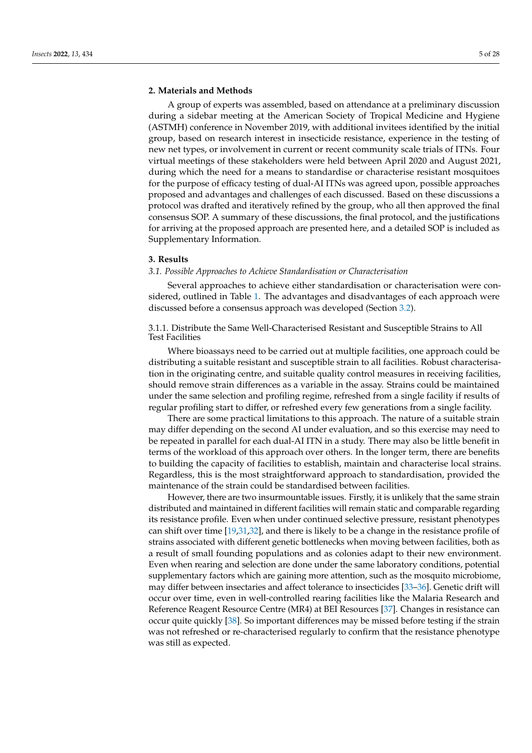## 2. Materials and Methods

A group of experts was assembled, based on attendance at a preliminary discussion during a sidebar meeting at the American Society of Tropical Medicine and Hygiene (ASTMH) conference in November 2019, with additional invitees identified by the initial group, based on research interest in insecticide resistance, experience in the testing of new net types, or involvement in current or recent community scale trials of ITNs. Four virtual meetings of these stakeholders were held between April 2020 and August 2021, during which the need for a means to standardise or characterise resistant mosquitoes for the purpose of efficacy testing of dual-AI ITNs was agreed upon, possible approaches proposed and advantages and challenges of each discussed. Based on these discussions a protocol was drafted and iteratively refined by the group, who all then approved the final consensus SOP. A summary of these discussions, the final protocol, and the justifications for arriving at the proposed approach are presented here, and a detailed SOP is included as Supplementary Information.

## 3. Results

### *3.1. Possible Approaches to Achieve Standardisation or Characterisation*

Several approaches to achieve either standardisation or characterisation were considered, outlined in Table 1. The advantages and disadvantages of each approach were discussed before a consensus approach was developed (Section 3.2).

#### 3.1.1. Distribute the Same Well-Characterised Resistant and Susceptible Strains to All Test Facilities

Where bioassays need to be carried out at multiple facilities, one approach could be distributing a suitable resistant and susceptible strain to all facilities. Robust characterisation in the originating centre, and suitable quality control measures in receiving facilities, should remove strain differences as a variable in the assay. Strains could be maintained under the same selection and profiling regime, refreshed from a single facility if results of regular profiling start to differ, or refreshed every few generations from a single facility.

There are some practical limitations to this approach. The nature of a suitable strain may differ depending on the second AI under evaluation, and so this exercise may need to be repeated in parallel for each dual-AI ITN in a study. There may also be little benefit in terms of the workload of this approach over others. In the longer term, there are benefits to building the capacity of facilities to establish, maintain and characterise local strains. Regardless, this is the most straightforward approach to standardisation, provided the maintenance of the strain could be standardised between facilities.

However, there are two insurmountable issues. Firstly, it is unlikely that the same strain distributed and maintained in different facilities will remain static and comparable regarding its resistance profile. Even when under continued selective pressure, resistant phenotypes can shift over time [19,31,32], and there is likely to be a change in the resistance profile of strains associated with different genetic bottlenecks when moving between facilities, both as a result of small founding populations and as colonies adapt to their new environment. Even when rearing and selection are done under the same laboratory conditions, potential supplementary factors which are gaining more attention, such as the mosquito microbiome, may differ between insectaries and affect tolerance to insecticides [33–36]. Genetic drift will occur over time, even in well-controlled rearing facilities like the Malaria Research and Reference Reagent Resource Centre (MR4) at BEI Resources [37]. Changes in resistance can occur quite quickly [38]. So important differences may be missed before testing if the strain was not refreshed or re-characterised regularly to confirm that the resistance phenotype was still as expected.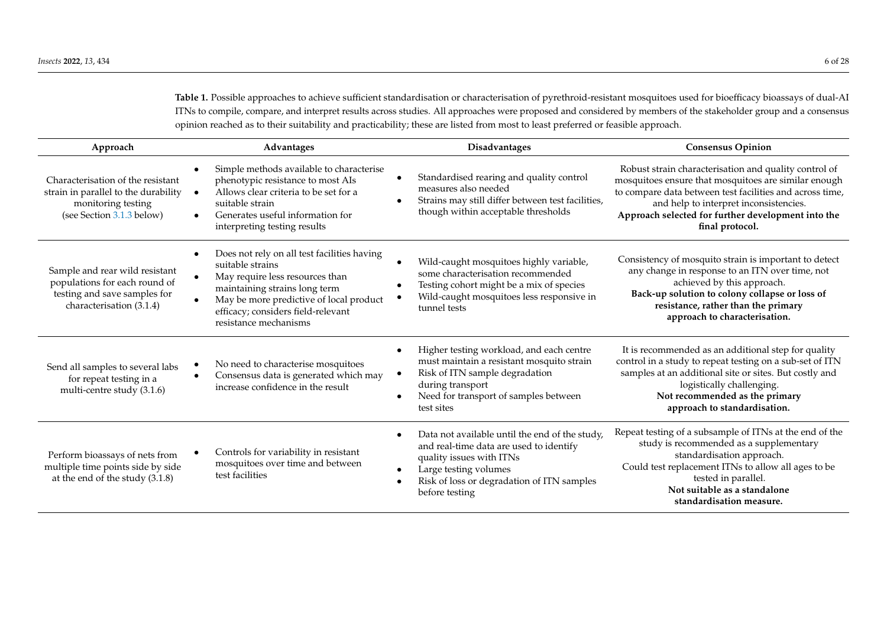**Table 1.** Possible approaches to achieve sufficient standardisation or characterisation of pyrethroid-resistant mosquitoes used for bioefficacy bioassays of dual-AI ITNs to compile, compare, and interpret results across studies. All approaches were proposed and considered by members of the stakeholder group and a consensus opinion reached as to their suitability and practicability; these are listed from most to least preferred or feasible approach.

| Approach | Advantages | Disadvantages | Consensus Opinion |
|---|---|---|---|
| Characterisation of the resistant strain in parallel to the durability monitoring testing (see Section 3.1.3 below) | • Simple methods available to characterise phenotypic resistance to most AIs<br>• Allows clear criteria to be set for a suitable strain<br>• Generates useful information for interpreting testing results | • Standardised rearing and quality control measures also needed<br>• Strains may still differ between test facilities, though within acceptable thresholds | Robust strain characterisation and quality control of mosquitoes ensure that mosquitoes are similar enough to compare data between test facilities and across time, and help to interpret inconsistencies. **Approach selected for further development into the final protocol.** |
| Sample and rear wild resistant populations for each round of testing and save samples for characterisation (3.1.4) | • Does not rely on all test facilities having suitable strains<br>• May require less resources than maintaining strains long term<br>• May be more predictive of local product efficacy; considers field-relevant resistance mechanisms | • Wild-caught mosquitoes highly variable, some characterisation recommended<br>• Testing cohort might be a mix of species<br>• Wild-caught mosquitoes less responsive in tunnel tests | Consistency of mosquito strain is important to detect any change in response to an ITN over time, not achieved by this approach. **Back-up solution to colony collapse or loss of resistance, rather than the primary approach to characterisation.** |
| Send all samples to several labs for repeat testing in a multi-centre study (3.1.6) | • No need to characterise mosquitoes<br>• Consensus data is generated which may increase confidence in the result | • Higher testing workload, and each centre must maintain a resistant mosquito strain<br>• Risk of ITN sample degradation during transport<br>• Need for transport of samples between test sites | It is recommended as an additional step for quality control in a study to repeat testing on a sub-set of ITN samples at an additional site or sites. But costly and logistically challenging. **Not recommended as the primary approach to standardisation.** |
| Perform bioassays of nets from multiple time points side by side at the end of the study (3.1.8) | • Controls for variability in resistant mosquitoes over time and between test facilities | • Data not available until the end of the study, and real-time data are used to identify quality issues with ITNs<br>• Large testing volumes<br>• Risk of loss or degradation of ITN samples before testing | Repeat testing of a subsample of ITNs at the end of the study is recommended as a supplementary standardisation approach. Could test replacement ITNs to allow all ages to be tested in parallel. **Not suitable as a standalone standardisation measure.** |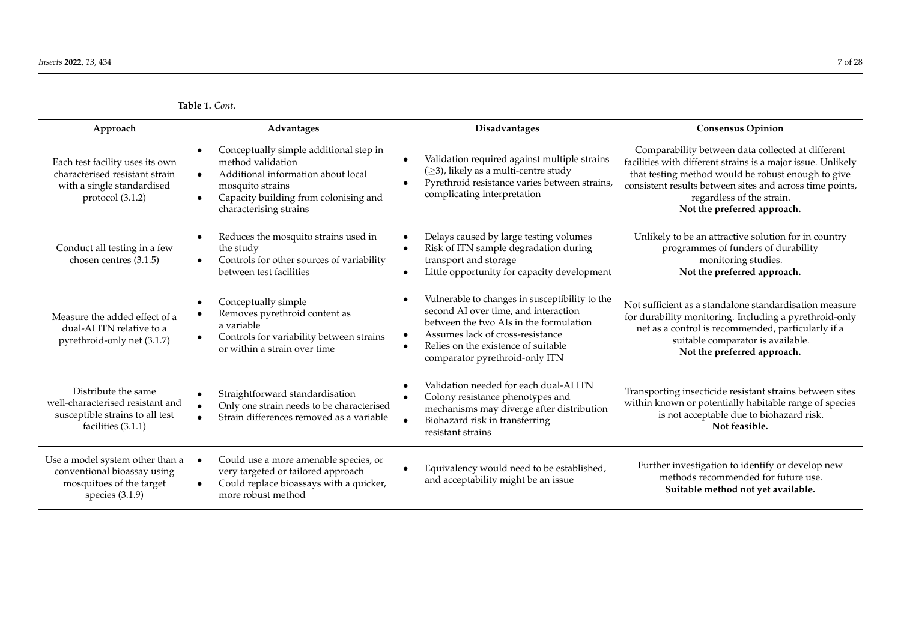**Table 1.** *Cont.*

| Approach | Advantages | Disadvantages | Consensus Opinion |
| --- | --- | --- | --- |
| Each test facility uses its own characterised resistant strain with a single standardised protocol (3.1.2) | • Conceptually simple additional step in method validation<br>• Additional information about local mosquito strains<br>• Capacity building from colonising and characterising strains | • Validation required against multiple strains (≥3), likely as a multi-centre study<br>• Pyrethroid resistance varies between strains, complicating interpretation | Comparability between data collected at different facilities with different strains is a major issue. Unlikely that testing method would be robust enough to give consistent results between sites and across time points, regardless of the strain. **Not the preferred approach.** |
| Conduct all testing in a few chosen centres (3.1.5) | • Reduces the mosquito strains used in the study<br>• Controls for other sources of variability between test facilities | • Delays caused by large testing volumes<br>• Risk of ITN sample degradation during transport and storage<br>• Little opportunity for capacity development | Unlikely to be an attractive solution for in country programmes of funders of durability monitoring studies. **Not the preferred approach.** |
| Measure the added effect of a dual-AI ITN relative to a pyrethroid-only net (3.1.7) | • Conceptually simple<br>• Removes pyrethroid content as a variable<br>• Controls for variability between strains or within a strain over time | • Vulnerable to changes in susceptibility to the second AI over time, and interaction between the two AIs in the formulation<br>• Assumes lack of cross-resistance<br>• Relies on the existence of suitable comparator pyrethroid-only ITN | Not sufficient as a standalone standardisation measure for durability monitoring. Including a pyrethroid-only net as a control is recommended, particularly if a suitable comparator is available. **Not the preferred approach.** |
| Distribute the same well-characterised resistant and susceptible strains to all test facilities (3.1.1) | • Straightforward standardisation<br>• Only one strain needs to be characterised<br>• Strain differences removed as a variable | • Validation needed for each dual-AI ITN<br>• Colony resistance phenotypes and mechanisms may diverge after distribution<br>• Biohazard risk in transferring resistant strains | Transporting insecticide resistant strains between sites within known or potentially habitable range of species is not acceptable due to biohazard risk. **Not feasible.** |
| Use a model system other than a conventional bioassay using mosquitoes of the target species (3.1.9) | • Could use a more amenable species, or very targeted or tailored approach<br>• Could replace bioassays with a quicker, more robust method | • Equivalency would need to be established, and acceptability might be an issue | Further investigation to identify or develop new methods recommended for future use. **Suitable method not yet available.** |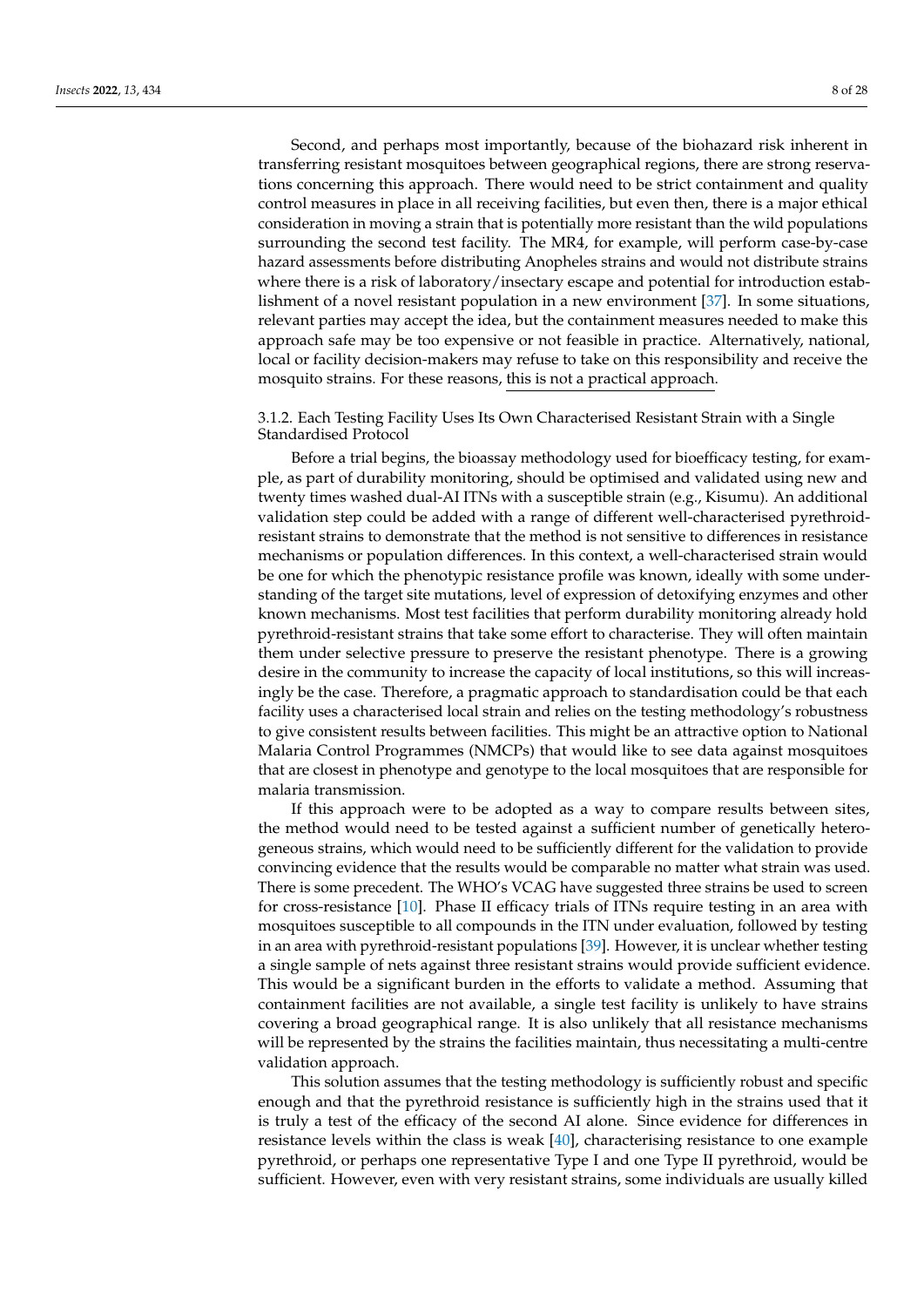Second, and perhaps most importantly, because of the biohazard risk inherent in transferring resistant mosquitoes between geographical regions, there are strong reservations concerning this approach. There would need to be strict containment and quality control measures in place in all receiving facilities, but even then, there is a major ethical consideration in moving a strain that is potentially more resistant than the wild populations surrounding the second test facility. The MR4, for example, will perform case-by-case hazard assessments before distributing Anopheles strains and would not distribute strains where there is a risk of laboratory/insectary escape and potential for introduction establishment of a novel resistant population in a new environment [37]. In some situations, relevant parties may accept the idea, but the containment measures needed to make this approach safe may be too expensive or not feasible in practice. Alternatively, national, local or facility decision-makers may refuse to take on this responsibility and receive the mosquito strains. For these reasons, this is not a practical approach.

#### 3.1.2. Each Testing Facility Uses Its Own Characterised Resistant Strain with a Single Standardised Protocol

Before a trial begins, the bioassay methodology used for bioefficacy testing, for example, as part of durability monitoring, should be optimised and validated using new and twenty times washed dual-AI ITNs with a susceptible strain (e.g., Kisumu). An additional validation step could be added with a range of different well-characterised pyrethroid-resistant strains to demonstrate that the method is not sensitive to differences in resistance mechanisms or population differences. In this context, a well-characterised strain would be one for which the phenotypic resistance profile was known, ideally with some understanding of the target site mutations, level of expression of detoxifying enzymes and other known mechanisms. Most test facilities that perform durability monitoring already hold pyrethroid-resistant strains that take some effort to characterise. They will often maintain them under selective pressure to preserve the resistant phenotype. There is a growing desire in the community to increase the capacity of local institutions, so this will increasingly be the case. Therefore, a pragmatic approach to standardisation could be that each facility uses a characterised local strain and relies on the testing methodology's robustness to give consistent results between facilities. This might be an attractive option to National Malaria Control Programmes (NMCPs) that would like to see data against mosquitoes that are closest in phenotype and genotype to the local mosquitoes that are responsible for malaria transmission.

If this approach were to be adopted as a way to compare results between sites, the method would need to be tested against a sufficient number of genetically heterogeneous strains, which would need to be sufficiently different for the validation to provide convincing evidence that the results would be comparable no matter what strain was used. There is some precedent. The WHO's VCAG have suggested three strains be used to screen for cross-resistance [10]. Phase II efficacy trials of ITNs require testing in an area with mosquitoes susceptible to all compounds in the ITN under evaluation, followed by testing in an area with pyrethroid-resistant populations [39]. However, it is unclear whether testing a single sample of nets against three resistant strains would provide sufficient evidence. This would be a significant burden in the efforts to validate a method. Assuming that containment facilities are not available, a single test facility is unlikely to have strains covering a broad geographical range. It is also unlikely that all resistance mechanisms will be represented by the strains the facilities maintain, thus necessitating a multi-centre validation approach.

This solution assumes that the testing methodology is sufficiently robust and specific enough and that the pyrethroid resistance is sufficiently high in the strains used that it is truly a test of the efficacy of the second AI alone. Since evidence for differences in resistance levels within the class is weak [40], characterising resistance to one example pyrethroid, or perhaps one representative Type I and one Type II pyrethroid, would be sufficient. However, even with very resistant strains, some individuals are usually killed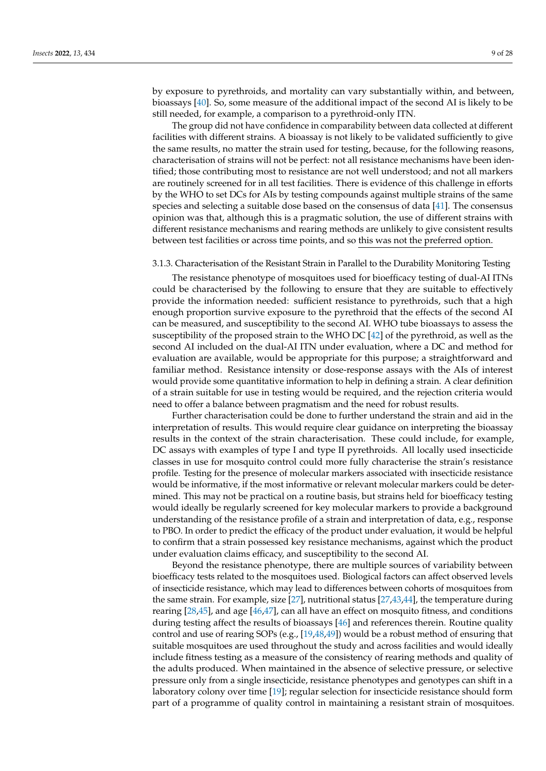by exposure to pyrethroids, and mortality can vary substantially within, and between, bioassays [40]. So, some measure of the additional impact of the second AI is likely to be still needed, for example, a comparison to a pyrethroid-only ITN.

The group did not have confidence in comparability between data collected at different facilities with different strains. A bioassay is not likely to be validated sufficiently to give the same results, no matter the strain used for testing, because, for the following reasons, characterisation of strains will not be perfect: not all resistance mechanisms have been identified; those contributing most to resistance are not well understood; and not all markers are routinely screened for in all test facilities. There is evidence of this challenge in efforts by the WHO to set DCs for AIs by testing compounds against multiple strains of the same species and selecting a suitable dose based on the consensus of data [41]. The consensus opinion was that, although this is a pragmatic solution, the use of different strains with different resistance mechanisms and rearing methods are unlikely to give consistent results between test facilities or across time points, and so this was not the preferred option.

### 3.1.3. Characterisation of the Resistant Strain in Parallel to the Durability Monitoring Testing

The resistance phenotype of mosquitoes used for bioefficacy testing of dual-AI ITNs could be characterised by the following to ensure that they are suitable to effectively provide the information needed: sufficient resistance to pyrethroids, such that a high enough proportion survive exposure to the pyrethroid that the effects of the second AI can be measured, and susceptibility to the second AI. WHO tube bioassays to assess the susceptibility of the proposed strain to the WHO DC [42] of the pyrethroid, as well as the second AI included on the dual-AI ITN under evaluation, where a DC and method for evaluation are available, would be appropriate for this purpose; a straightforward and familiar method. Resistance intensity or dose-response assays with the AIs of interest would provide some quantitative information to help in defining a strain. A clear definition of a strain suitable for use in testing would be required, and the rejection criteria would need to offer a balance between pragmatism and the need for robust results.

Further characterisation could be done to further understand the strain and aid in the interpretation of results. This would require clear guidance on interpreting the bioassay results in the context of the strain characterisation. These could include, for example, DC assays with examples of type I and type II pyrethroids. All locally used insecticide classes in use for mosquito control could more fully characterise the strain's resistance profile. Testing for the presence of molecular markers associated with insecticide resistance would be informative, if the most informative or relevant molecular markers could be determined. This may not be practical on a routine basis, but strains held for bioefficacy testing would ideally be regularly screened for key molecular markers to provide a background understanding of the resistance profile of a strain and interpretation of data, e.g., response to PBO. In order to predict the efficacy of the product under evaluation, it would be helpful to confirm that a strain possessed key resistance mechanisms, against which the product under evaluation claims efficacy, and susceptibility to the second AI.

Beyond the resistance phenotype, there are multiple sources of variability between bioefficacy tests related to the mosquitoes used. Biological factors can affect observed levels of insecticide resistance, which may lead to differences between cohorts of mosquitoes from the same strain. For example, size [27], nutritional status [27,43,44], the temperature during rearing [28,45], and age [46,47], can all have an effect on mosquito fitness, and conditions during testing affect the results of bioassays [46] and references therein. Routine quality control and use of rearing SOPs (e.g., [19,48,49]) would be a robust method of ensuring that suitable mosquitoes are used throughout the study and across facilities and would ideally include fitness testing as a measure of the consistency of rearing methods and quality of the adults produced. When maintained in the absence of selective pressure, or selective pressure only from a single insecticide, resistance phenotypes and genotypes can shift in a laboratory colony over time [19]; regular selection for insecticide resistance should form part of a programme of quality control in maintaining a resistant strain of mosquitoes.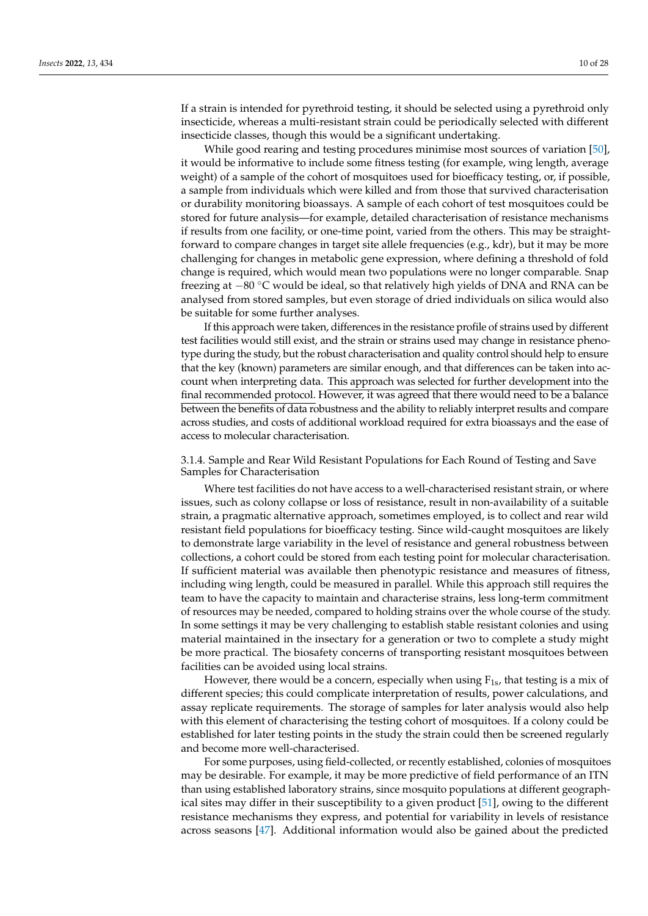If a strain is intended for pyrethroid testing, it should be selected using a pyrethroid only insecticide, whereas a multi-resistant strain could be periodically selected with different insecticide classes, though this would be a significant undertaking.

While good rearing and testing procedures minimise most sources of variation [50], it would be informative to include some fitness testing (for example, wing length, average weight) of a sample of the cohort of mosquitoes used for bioefficacy testing, or, if possible, a sample from individuals which were killed and from those that survived characterisation or durability monitoring bioassays. A sample of each cohort of test mosquitoes could be stored for future analysis—for example, detailed characterisation of resistance mechanisms if results from one facility, or one-time point, varied from the others. This may be straightforward to compare changes in target site allele frequencies (e.g., kdr), but it may be more challenging for changes in metabolic gene expression, where defining a threshold of fold change is required, which would mean two populations were no longer comparable. Snap freezing at −80 °C would be ideal, so that relatively high yields of DNA and RNA can be analysed from stored samples, but even storage of dried individuals on silica would also be suitable for some further analyses.

If this approach were taken, differences in the resistance profile of strains used by different test facilities would still exist, and the strain or strains used may change in resistance phenotype during the study, but the robust characterisation and quality control should help to ensure that the key (known) parameters are similar enough, and that differences can be taken into account when interpreting data. This approach was selected for further development into the final recommended protocol. However, it was agreed that there would need to be a balance between the benefits of data robustness and the ability to reliably interpret results and compare across studies, and costs of additional workload required for extra bioassays and the ease of access to molecular characterisation.

#### 3.1.4. Sample and Rear Wild Resistant Populations for Each Round of Testing and Save Samples for Characterisation

Where test facilities do not have access to a well-characterised resistant strain, or where issues, such as colony collapse or loss of resistance, result in non-availability of a suitable strain, a pragmatic alternative approach, sometimes employed, is to collect and rear wild resistant field populations for bioefficacy testing. Since wild-caught mosquitoes are likely to demonstrate large variability in the level of resistance and general robustness between collections, a cohort could be stored from each testing point for molecular characterisation. If sufficient material was available then phenotypic resistance and measures of fitness, including wing length, could be measured in parallel. While this approach still requires the team to have the capacity to maintain and characterise strains, less long-term commitment of resources may be needed, compared to holding strains over the whole course of the study. In some settings it may be very challenging to establish stable resistant colonies and using material maintained in the insectary for a generation or two to complete a study might be more practical. The biosafety concerns of transporting resistant mosquitoes between facilities can be avoided using local strains.

However, there would be a concern, especially when using $F_{1s}$, that testing is a mix of different species; this could complicate interpretation of results, power calculations, and assay replicate requirements. The storage of samples for later analysis would also help with this element of characterising the testing cohort of mosquitoes. If a colony could be established for later testing points in the study the strain could then be screened regularly and become more well-characterised.

For some purposes, using field-collected, or recently established, colonies of mosquitoes may be desirable. For example, it may be more predictive of field performance of an ITN than using established laboratory strains, since mosquito populations at different geographical sites may differ in their susceptibility to a given product [51], owing to the different resistance mechanisms they express, and potential for variability in levels of resistance across seasons [47]. Additional information would also be gained about the predicted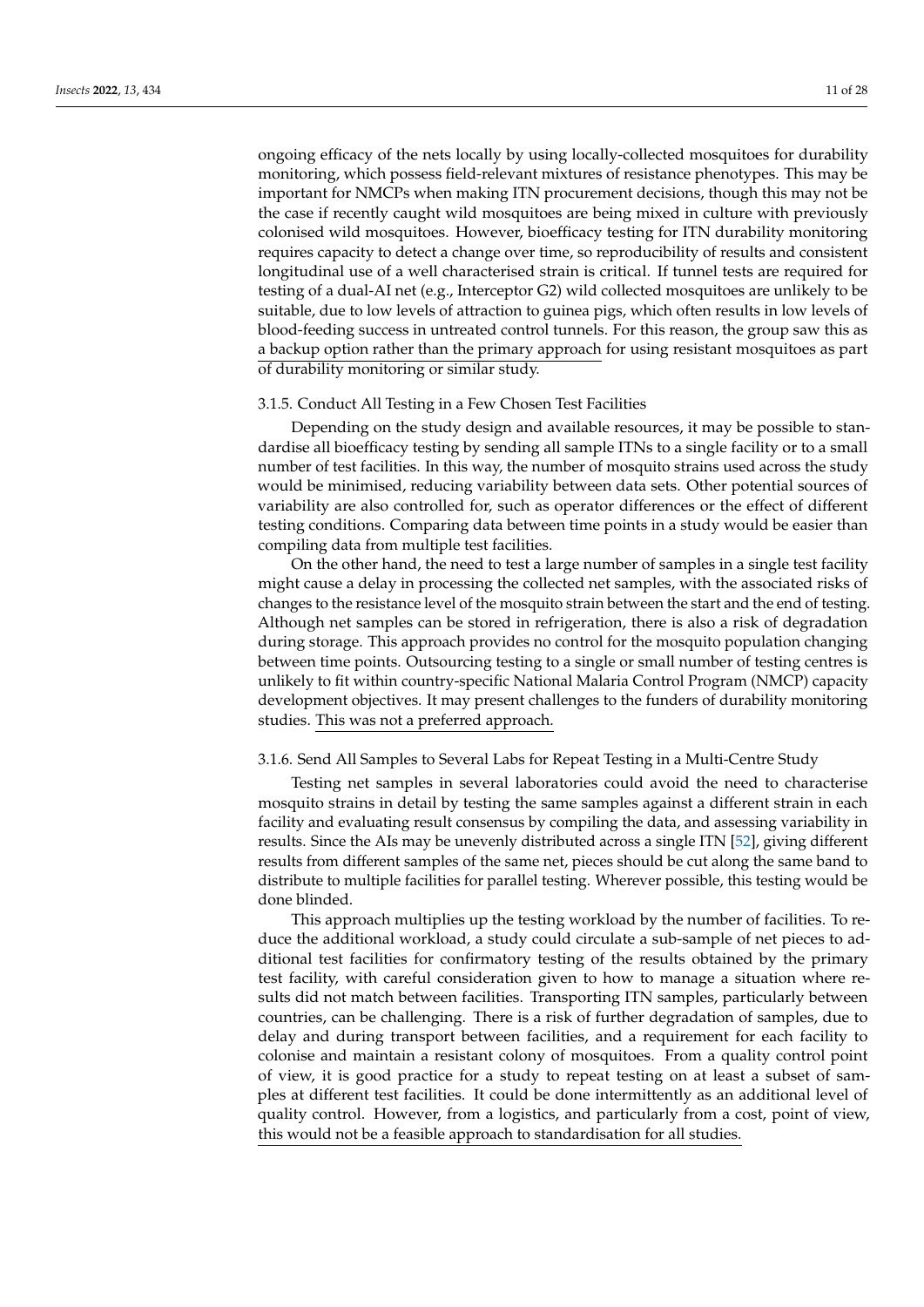ongoing efficacy of the nets locally by using locally-collected mosquitoes for durability monitoring, which possess field-relevant mixtures of resistance phenotypes. This may be important for NMCPs when making ITN procurement decisions, though this may not be the case if recently caught wild mosquitoes are being mixed in culture with previously colonised wild mosquitoes. However, bioefficacy testing for ITN durability monitoring requires capacity to detect a change over time, so reproducibility of results and consistent longitudinal use of a well characterised strain is critical. If tunnel tests are required for testing of a dual-AI net (e.g., Interceptor G2) wild collected mosquitoes are unlikely to be suitable, due to low levels of attraction to guinea pigs, which often results in low levels of blood-feeding success in untreated control tunnels. For this reason, the group saw this as a backup option rather than the primary approach for using resistant mosquitoes as part of durability monitoring or similar study.

#### 3.1.5. Conduct All Testing in a Few Chosen Test Facilities

Depending on the study design and available resources, it may be possible to standardise all bioefficacy testing by sending all sample ITNs to a single facility or to a small number of test facilities. In this way, the number of mosquito strains used across the study would be minimised, reducing variability between data sets. Other potential sources of variability are also controlled for, such as operator differences or the effect of different testing conditions. Comparing data between time points in a study would be easier than compiling data from multiple test facilities.

On the other hand, the need to test a large number of samples in a single test facility might cause a delay in processing the collected net samples, with the associated risks of changes to the resistance level of the mosquito strain between the start and the end of testing. Although net samples can be stored in refrigeration, there is also a risk of degradation during storage. This approach provides no control for the mosquito population changing between time points. Outsourcing testing to a single or small number of testing centres is unlikely to fit within country-specific National Malaria Control Program (NMCP) capacity development objectives. It may present challenges to the funders of durability monitoring studies. This was not a preferred approach.

#### 3.1.6. Send All Samples to Several Labs for Repeat Testing in a Multi-Centre Study

Testing net samples in several laboratories could avoid the need to characterise mosquito strains in detail by testing the same samples against a different strain in each facility and evaluating result consensus by compiling the data, and assessing variability in results. Since the AIs may be unevenly distributed across a single ITN [52], giving different results from different samples of the same net, pieces should be cut along the same band to distribute to multiple facilities for parallel testing. Wherever possible, this testing would be done blinded.

This approach multiplies up the testing workload by the number of facilities. To reduce the additional workload, a study could circulate a sub-sample of net pieces to additional test facilities for confirmatory testing of the results obtained by the primary test facility, with careful consideration given to how to manage a situation where results did not match between facilities. Transporting ITN samples, particularly between countries, can be challenging. There is a risk of further degradation of samples, due to delay and during transport between facilities, and a requirement for each facility to colonise and maintain a resistant colony of mosquitoes. From a quality control point of view, it is good practice for a study to repeat testing on at least a subset of samples at different test facilities. It could be done intermittently as an additional level of quality control. However, from a logistics, and particularly from a cost, point of view, this would not be a feasible approach to standardisation for all studies.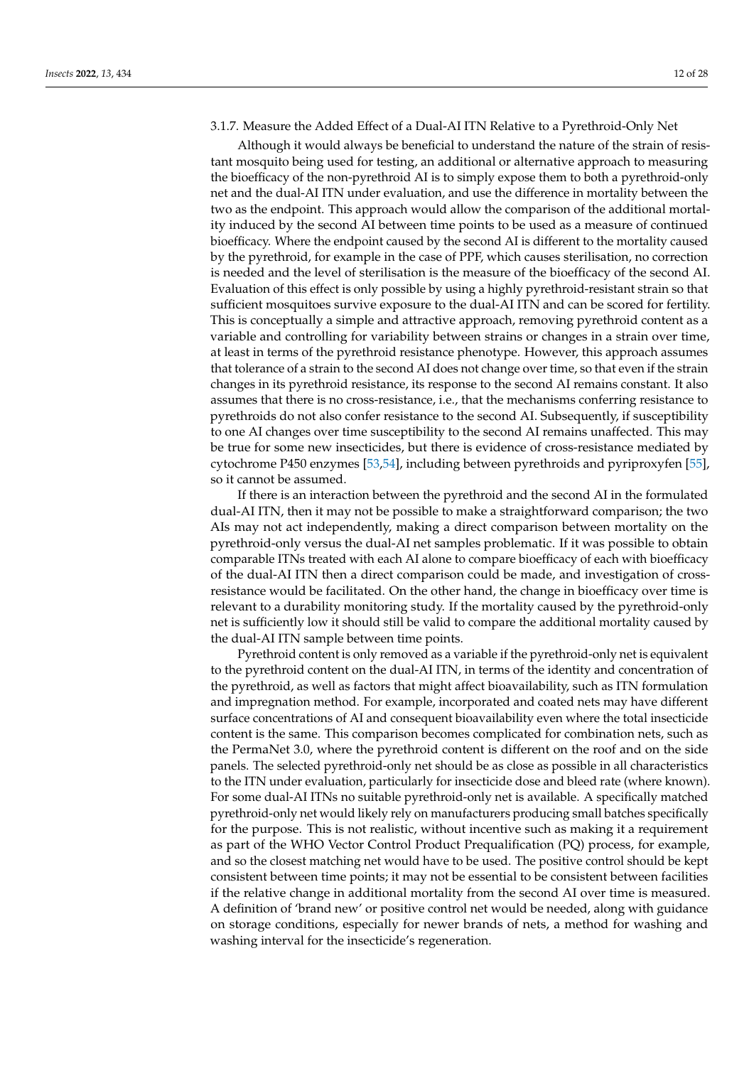### 3.1.7. Measure the Added Effect of a Dual-AI ITN Relative to a Pyrethroid-Only Net

Although it would always be beneficial to understand the nature of the strain of resistant mosquito being used for testing, an additional or alternative approach to measuring the bioefficacy of the non-pyrethroid AI is to simply expose them to both a pyrethroid-only net and the dual-AI ITN under evaluation, and use the difference in mortality between the two as the endpoint. This approach would allow the comparison of the additional mortality induced by the second AI between time points to be used as a measure of continued bioefficacy. Where the endpoint caused by the second AI is different to the mortality caused by the pyrethroid, for example in the case of PPF, which causes sterilisation, no correction is needed and the level of sterilisation is the measure of the bioefficacy of the second AI. Evaluation of this effect is only possible by using a highly pyrethroid-resistant strain so that sufficient mosquitoes survive exposure to the dual-AI ITN and can be scored for fertility. This is conceptually a simple and attractive approach, removing pyrethroid content as a variable and controlling for variability between strains or changes in a strain over time, at least in terms of the pyrethroid resistance phenotype. However, this approach assumes that tolerance of a strain to the second AI does not change over time, so that even if the strain changes in its pyrethroid resistance, its response to the second AI remains constant. It also assumes that there is no cross-resistance, i.e., that the mechanisms conferring resistance to pyrethroids do not also confer resistance to the second AI. Subsequently, if susceptibility to one AI changes over time susceptibility to the second AI remains unaffected. This may be true for some new insecticides, but there is evidence of cross-resistance mediated by cytochrome P450 enzymes [53,54], including between pyrethroids and pyriproxyfen [55], so it cannot be assumed.

If there is an interaction between the pyrethroid and the second AI in the formulated dual-AI ITN, then it may not be possible to make a straightforward comparison; the two AIs may not act independently, making a direct comparison between mortality on the pyrethroid-only versus the dual-AI net samples problematic. If it was possible to obtain comparable ITNs treated with each AI alone to compare bioefficacy of each with bioefficacy of the dual-AI ITN then a direct comparison could be made, and investigation of cross-resistance would be facilitated. On the other hand, the change in bioefficacy over time is relevant to a durability monitoring study. If the mortality caused by the pyrethroid-only net is sufficiently low it should still be valid to compare the additional mortality caused by the dual-AI ITN sample between time points.

Pyrethroid content is only removed as a variable if the pyrethroid-only net is equivalent to the pyrethroid content on the dual-AI ITN, in terms of the identity and concentration of the pyrethroid, as well as factors that might affect bioavailability, such as ITN formulation and impregnation method. For example, incorporated and coated nets may have different surface concentrations of AI and consequent bioavailability even where the total insecticide content is the same. This comparison becomes complicated for combination nets, such as the PermaNet 3.0, where the pyrethroid content is different on the roof and on the side panels. The selected pyrethroid-only net should be as close as possible in all characteristics to the ITN under evaluation, particularly for insecticide dose and bleed rate (where known). For some dual-AI ITNs no suitable pyrethroid-only net is available. A specifically matched pyrethroid-only net would likely rely on manufacturers producing small batches specifically for the purpose. This is not realistic, without incentive such as making it a requirement as part of the WHO Vector Control Product Prequalification (PQ) process, for example, and so the closest matching net would have to be used. The positive control should be kept consistent between time points; it may not be essential to be consistent between facilities if the relative change in additional mortality from the second AI over time is measured. A definition of 'brand new' or positive control net would be needed, along with guidance on storage conditions, especially for newer brands of nets, a method for washing and washing interval for the insecticide's regeneration.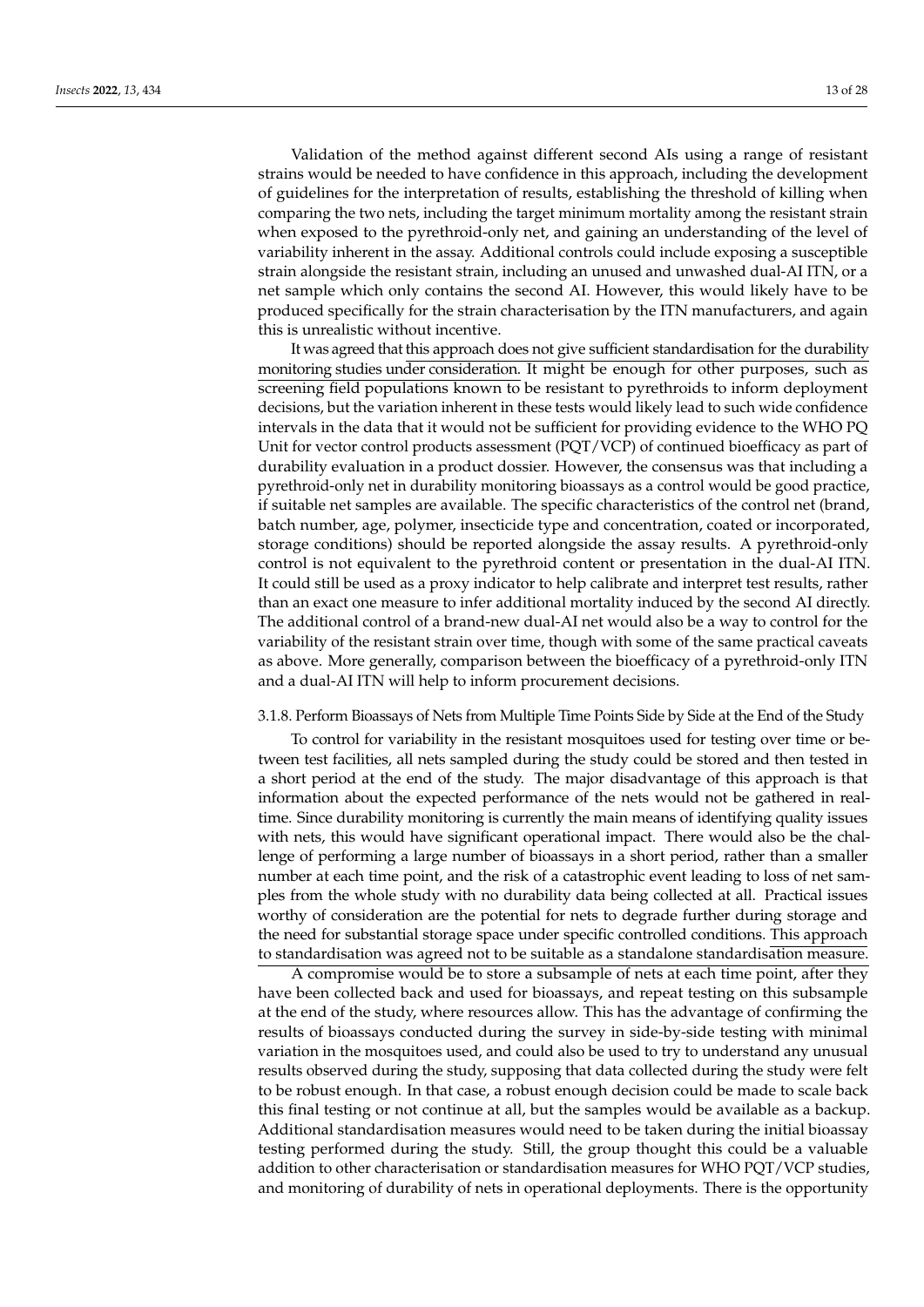Validation of the method against different second AIs using a range of resistant strains would be needed to have confidence in this approach, including the development of guidelines for the interpretation of results, establishing the threshold of killing when comparing the two nets, including the target minimum mortality among the resistant strain when exposed to the pyrethroid-only net, and gaining an understanding of the level of variability inherent in the assay. Additional controls could include exposing a susceptible strain alongside the resistant strain, including an unused and unwashed dual-AI ITN, or a net sample which only contains the second AI. However, this would likely have to be produced specifically for the strain characterisation by the ITN manufacturers, and again this is unrealistic without incentive.

It was agreed that this approach does not give sufficient standardisation for the durability monitoring studies under consideration. It might be enough for other purposes, such as screening field populations known to be resistant to pyrethroids to inform deployment decisions, but the variation inherent in these tests would likely lead to such wide confidence intervals in the data that it would not be sufficient for providing evidence to the WHO PQ Unit for vector control products assessment (PQT/VCP) of continued bioefficacy as part of durability evaluation in a product dossier. However, the consensus was that including a pyrethroid-only net in durability monitoring bioassays as a control would be good practice, if suitable net samples are available. The specific characteristics of the control net (brand, batch number, age, polymer, insecticide type and concentration, coated or incorporated, storage conditions) should be reported alongside the assay results. A pyrethroid-only control is not equivalent to the pyrethroid content or presentation in the dual-AI ITN. It could still be used as a proxy indicator to help calibrate and interpret test results, rather than an exact one measure to infer additional mortality induced by the second AI directly. The additional control of a brand-new dual-AI net would also be a way to control for the variability of the resistant strain over time, though with some of the same practical caveats as above. More generally, comparison between the bioefficacy of a pyrethroid-only ITN and a dual-AI ITN will help to inform procurement decisions.

#### 3.1.8. Perform Bioassays of Nets from Multiple Time Points Side by Side at the End of the Study

To control for variability in the resistant mosquitoes used for testing over time or between test facilities, all nets sampled during the study could be stored and then tested in a short period at the end of the study. The major disadvantage of this approach is that information about the expected performance of the nets would not be gathered in real-time. Since durability monitoring is currently the main means of identifying quality issues with nets, this would have significant operational impact. There would also be the challenge of performing a large number of bioassays in a short period, rather than a smaller number at each time point, and the risk of a catastrophic event leading to loss of net samples from the whole study with no durability data being collected at all. Practical issues worthy of consideration are the potential for nets to degrade further during storage and the need for substantial storage space under specific controlled conditions. This approach to standardisation was agreed not to be suitable as a standalone standardisation measure.

A compromise would be to store a subsample of nets at each time point, after they have been collected back and used for bioassays, and repeat testing on this subsample at the end of the study, where resources allow. This has the advantage of confirming the results of bioassays conducted during the survey in side-by-side testing with minimal variation in the mosquitoes used, and could also be used to try to understand any unusual results observed during the study, supposing that data collected during the study were felt to be robust enough. In that case, a robust enough decision could be made to scale back this final testing or not continue at all, but the samples would be available as a backup. Additional standardisation measures would need to be taken during the initial bioassay testing performed during the study. Still, the group thought this could be a valuable addition to other characterisation or standardisation measures for WHO PQT/VCP studies, and monitoring of durability of nets in operational deployments. There is the opportunity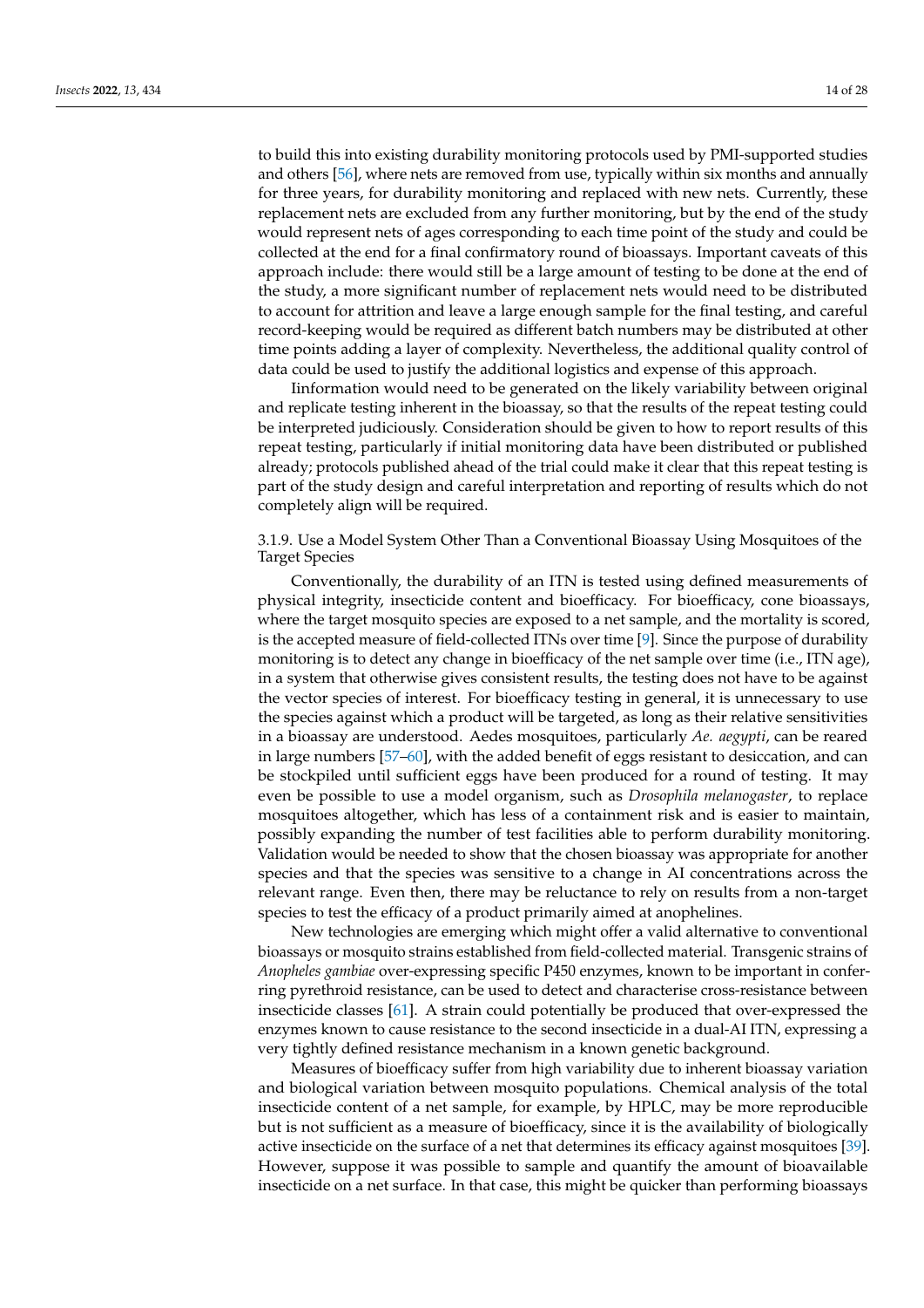to build this into existing durability monitoring protocols used by PMI-supported studies and others [56], where nets are removed from use, typically within six months and annually for three years, for durability monitoring and replaced with new nets. Currently, these replacement nets are excluded from any further monitoring, but by the end of the study would represent nets of ages corresponding to each time point of the study and could be collected at the end for a final confirmatory round of bioassays. Important caveats of this approach include: there would still be a large amount of testing to be done at the end of the study, a more significant number of replacement nets would need to be distributed to account for attrition and leave a large enough sample for the final testing, and careful record-keeping would be required as different batch numbers may be distributed at other time points adding a layer of complexity. Nevertheless, the additional quality control of data could be used to justify the additional logistics and expense of this approach.

Iinformation would need to be generated on the likely variability between original and replicate testing inherent in the bioassay, so that the results of the repeat testing could be interpreted judiciously. Consideration should be given to how to report results of this repeat testing, particularly if initial monitoring data have been distributed or published already; protocols published ahead of the trial could make it clear that this repeat testing is part of the study design and careful interpretation and reporting of results which do not completely align will be required.

#### 3.1.9. Use a Model System Other Than a Conventional Bioassay Using Mosquitoes of the Target Species

Conventionally, the durability of an ITN is tested using defined measurements of physical integrity, insecticide content and bioefficacy. For bioefficacy, cone bioassays, where the target mosquito species are exposed to a net sample, and the mortality is scored, is the accepted measure of field-collected ITNs over time [9]. Since the purpose of durability monitoring is to detect any change in bioefficacy of the net sample over time (i.e., ITN age), in a system that otherwise gives consistent results, the testing does not have to be against the vector species of interest. For bioefficacy testing in general, it is unnecessary to use the species against which a product will be targeted, as long as their relative sensitivities in a bioassay are understood. Aedes mosquitoes, particularly *Ae. aegypti*, can be reared in large numbers [57–60], with the added benefit of eggs resistant to desiccation, and can be stockpiled until sufficient eggs have been produced for a round of testing. It may even be possible to use a model organism, such as *Drosophila melanogaster*, to replace mosquitoes altogether, which has less of a containment risk and is easier to maintain, possibly expanding the number of test facilities able to perform durability monitoring. Validation would be needed to show that the chosen bioassay was appropriate for another species and that the species was sensitive to a change in AI concentrations across the relevant range. Even then, there may be reluctance to rely on results from a non-target species to test the efficacy of a product primarily aimed at anophelines.

New technologies are emerging which might offer a valid alternative to conventional bioassays or mosquito strains established from field-collected material. Transgenic strains of *Anopheles gambiae* over-expressing specific P450 enzymes, known to be important in conferring pyrethroid resistance, can be used to detect and characterise cross-resistance between insecticide classes [61]. A strain could potentially be produced that over-expressed the enzymes known to cause resistance to the second insecticide in a dual-AI ITN, expressing a very tightly defined resistance mechanism in a known genetic background.

Measures of bioefficacy suffer from high variability due to inherent bioassay variation and biological variation between mosquito populations. Chemical analysis of the total insecticide content of a net sample, for example, by HPLC, may be more reproducible but is not sufficient as a measure of bioefficacy, since it is the availability of biologically active insecticide on the surface of a net that determines its efficacy against mosquitoes [39]. However, suppose it was possible to sample and quantify the amount of bioavailable insecticide on a net surface. In that case, this might be quicker than performing bioassays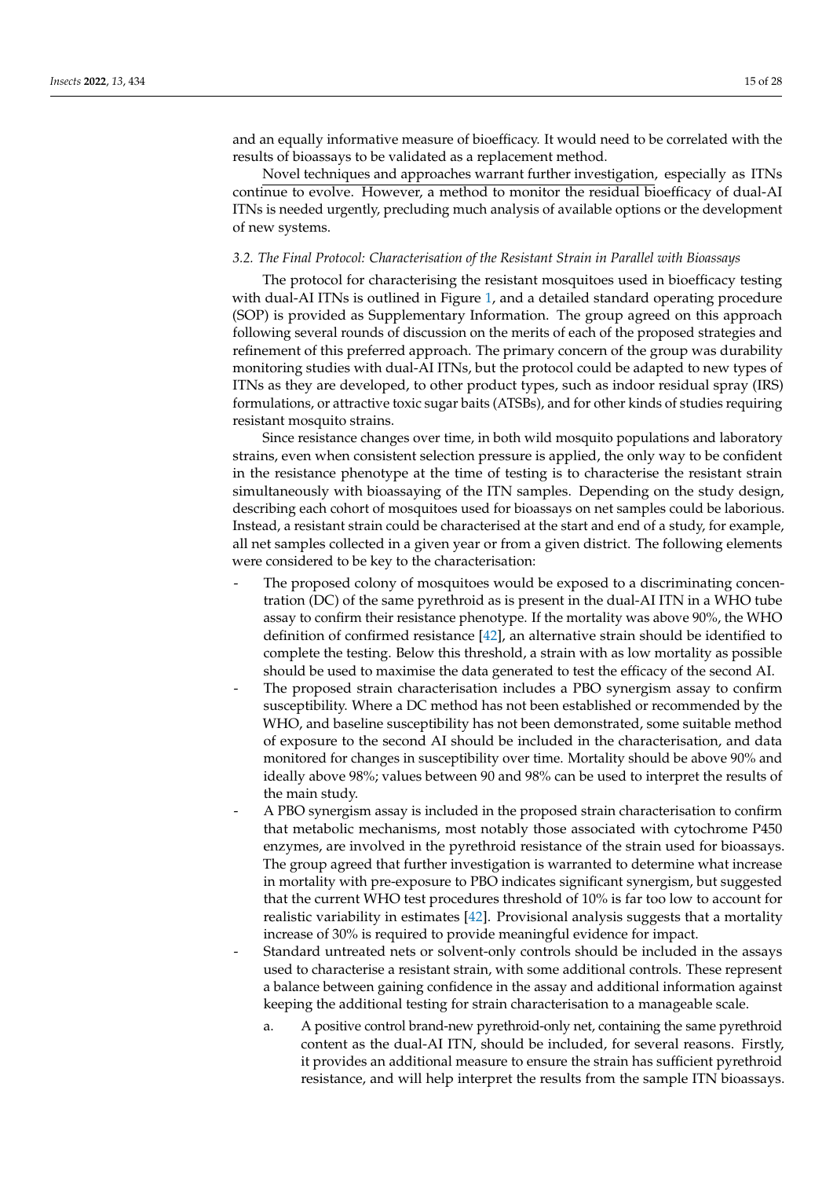and an equally informative measure of bioefficacy. It would need to be correlated with the results of bioassays to be validated as a replacement method.

Novel techniques and approaches warrant further investigation, especially as ITNs continue to evolve. However, a method to monitor the residual bioefficacy of dual-AI ITNs is needed urgently, precluding much analysis of available options or the development of new systems.

### 3.2. The Final Protocol: Characterisation of the Resistant Strain in Parallel with Bioassays

The protocol for characterising the resistant mosquitoes used in bioefficacy testing with dual-AI ITNs is outlined in Figure 1, and a detailed standard operating procedure (SOP) is provided as Supplementary Information. The group agreed on this approach following several rounds of discussion on the merits of each of the proposed strategies and refinement of this preferred approach. The primary concern of the group was durability monitoring studies with dual-AI ITNs, but the protocol could be adapted to new types of ITNs as they are developed, to other product types, such as indoor residual spray (IRS) formulations, or attractive toxic sugar baits (ATSBs), and for other kinds of studies requiring resistant mosquito strains.

Since resistance changes over time, in both wild mosquito populations and laboratory strains, even when consistent selection pressure is applied, the only way to be confident in the resistance phenotype at the time of testing is to characterise the resistant strain simultaneously with bioassaying of the ITN samples. Depending on the study design, describing each cohort of mosquitoes used for bioassays on net samples could be laborious. Instead, a resistant strain could be characterised at the start and end of a study, for example, all net samples collected in a given year or from a given district. The following elements were considered to be key to the characterisation:

- The proposed colony of mosquitoes would be exposed to a discriminating concentration (DC) of the same pyrethroid as is present in the dual-AI ITN in a WHO tube assay to confirm their resistance phenotype. If the mortality was above 90%, the WHO definition of confirmed resistance [42], an alternative strain should be identified to complete the testing. Below this threshold, a strain with as low mortality as possible should be used to maximise the data generated to test the efficacy of the second AI.
- The proposed strain characterisation includes a PBO synergism assay to confirm susceptibility. Where a DC method has not been established or recommended by the WHO, and baseline susceptibility has not been demonstrated, some suitable method of exposure to the second AI should be included in the characterisation, and data monitored for changes in susceptibility over time. Mortality should be above 90% and ideally above 98%; values between 90 and 98% can be used to interpret the results of the main study.
- A PBO synergism assay is included in the proposed strain characterisation to confirm that metabolic mechanisms, most notably those associated with cytochrome P450 enzymes, are involved in the pyrethroid resistance of the strain used for bioassays. The group agreed that further investigation is warranted to determine what increase in mortality with pre-exposure to PBO indicates significant synergism, but suggested that the current WHO test procedures threshold of 10% is far too low to account for realistic variability in estimates [42]. Provisional analysis suggests that a mortality increase of 30% is required to provide meaningful evidence for impact.
- Standard untreated nets or solvent-only controls should be included in the assays used to characterise a resistant strain, with some additional controls. These represent a balance between gaining confidence in the assay and additional information against keeping the additional testing for strain characterisation to a manageable scale.
    a. A positive control brand-new pyrethroid-only net, containing the same pyrethroid content as the dual-AI ITN, should be included, for several reasons. Firstly, it provides an additional measure to ensure the strain has sufficient pyrethroid resistance, and will help interpret the results from the sample ITN bioassays.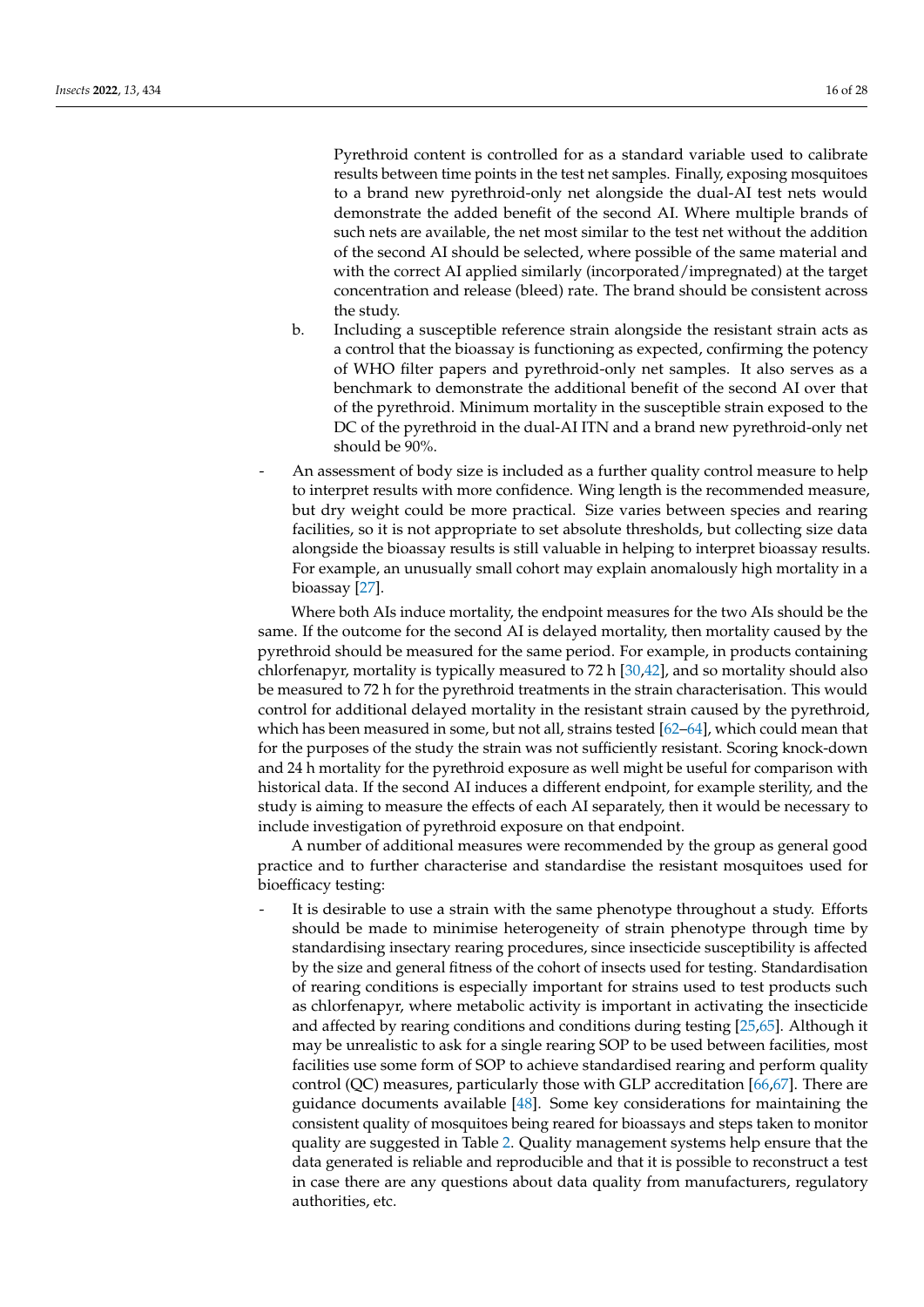Pyrethroid content is controlled for as a standard variable used to calibrate results between time points in the test net samples. Finally, exposing mosquitoes to a brand new pyrethroid-only net alongside the dual-AI test nets would demonstrate the added benefit of the second AI. Where multiple brands of such nets are available, the net most similar to the test net without the addition of the second AI should be selected, where possible of the same material and with the correct AI applied similarly (incorporated/impregnated) at the target concentration and release (bleed) rate. The brand should be consistent across the study.

  b. Including a susceptible reference strain alongside the resistant strain acts as a control that the bioassay is functioning as expected, confirming the potency of WHO filter papers and pyrethroid-only net samples. It also serves as a benchmark to demonstrate the additional benefit of the second AI over that of the pyrethroid. Minimum mortality in the susceptible strain exposed to the DC of the pyrethroid in the dual-AI ITN and a brand new pyrethroid-only net should be 90%.

- An assessment of body size is included as a further quality control measure to help to interpret results with more confidence. Wing length is the recommended measure, but dry weight could be more practical. Size varies between species and rearing facilities, so it is not appropriate to set absolute thresholds, but collecting size data alongside the bioassay results is still valuable in helping to interpret bioassay results. For example, an unusually small cohort may explain anomalously high mortality in a bioassay [27].

Where both AIs induce mortality, the endpoint measures for the two AIs should be the same. If the outcome for the second AI is delayed mortality, then mortality caused by the pyrethroid should be measured for the same period. For example, in products containing chlorfenapyr, mortality is typically measured to 72 h [30,42], and so mortality should also be measured to 72 h for the pyrethroid treatments in the strain characterisation. This would control for additional delayed mortality in the resistant strain caused by the pyrethroid, which has been measured in some, but not all, strains tested [62–64], which could mean that for the purposes of the study the strain was not sufficiently resistant. Scoring knock-down and 24 h mortality for the pyrethroid exposure as well might be useful for comparison with historical data. If the second AI induces a different endpoint, for example sterility, and the study is aiming to measure the effects of each AI separately, then it would be necessary to include investigation of pyrethroid exposure on that endpoint.

A number of additional measures were recommended by the group as general good practice and to further characterise and standardise the resistant mosquitoes used for bioefficacy testing:

- It is desirable to use a strain with the same phenotype throughout a study. Efforts should be made to minimise heterogeneity of strain phenotype through time by standardising insectary rearing procedures, since insecticide susceptibility is affected by the size and general fitness of the cohort of insects used for testing. Standardisation of rearing conditions is especially important for strains used to test products such as chlorfenapyr, where metabolic activity is important in activating the insecticide and affected by rearing conditions and conditions during testing [25,65]. Although it may be unrealistic to ask for a single rearing SOP to be used between facilities, most facilities use some form of SOP to achieve standardised rearing and perform quality control (QC) measures, particularly those with GLP accreditation [66,67]. There are guidance documents available [48]. Some key considerations for maintaining the consistent quality of mosquitoes being reared for bioassays and steps taken to monitor quality are suggested in Table 2. Quality management systems help ensure that the data generated is reliable and reproducible and that it is possible to reconstruct a test in case there are any questions about data quality from manufacturers, regulatory authorities, etc.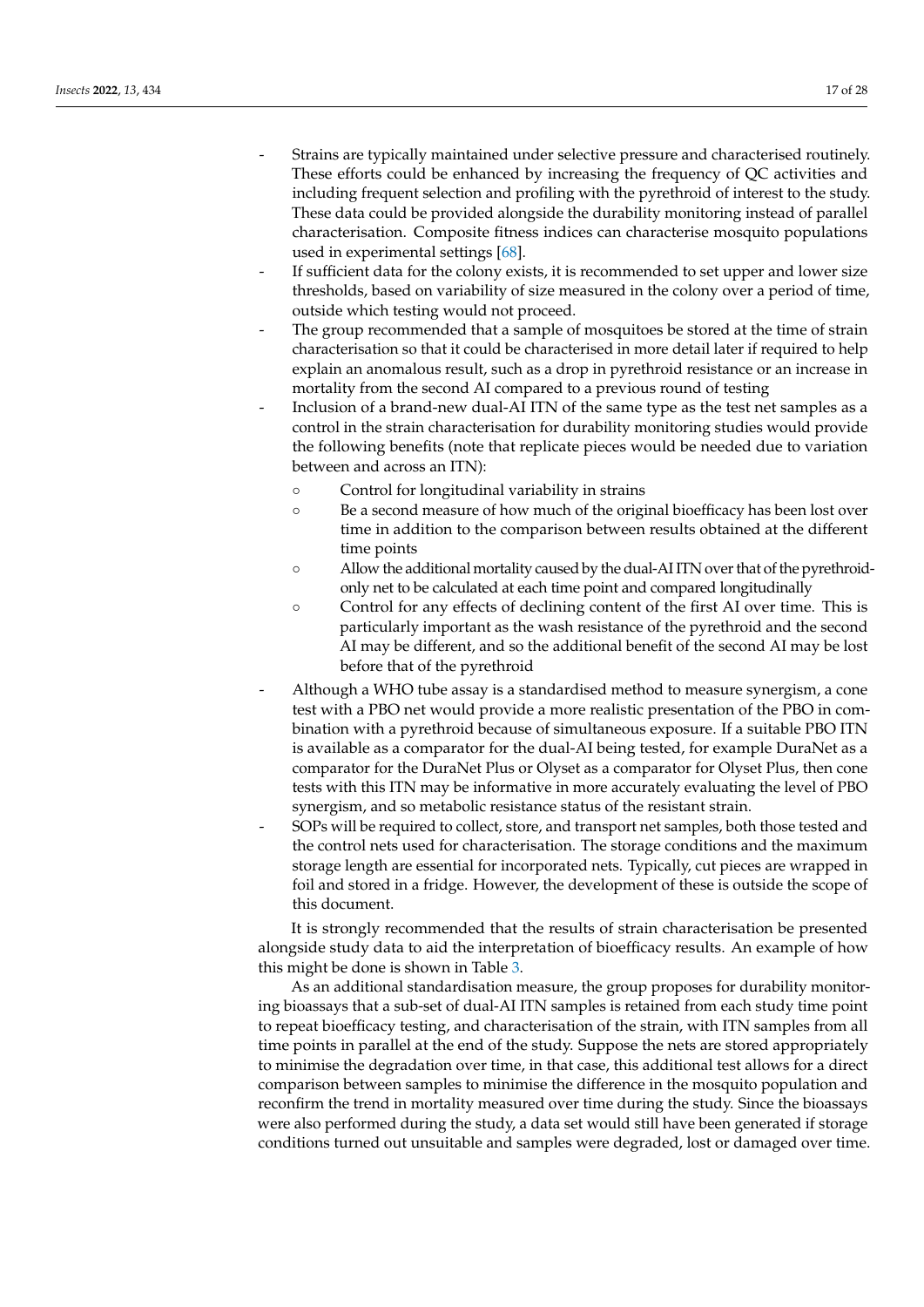- Strains are typically maintained under selective pressure and characterised routinely. These efforts could be enhanced by increasing the frequency of QC activities and including frequent selection and profiling with the pyrethroid of interest to the study. These data could be provided alongside the durability monitoring instead of parallel characterisation. Composite fitness indices can characterise mosquito populations used in experimental settings [68].
- If sufficient data for the colony exists, it is recommended to set upper and lower size thresholds, based on variability of size measured in the colony over a period of time, outside which testing would not proceed.
- The group recommended that a sample of mosquitoes be stored at the time of strain characterisation so that it could be characterised in more detail later if required to help explain an anomalous result, such as a drop in pyrethroid resistance or an increase in mortality from the second AI compared to a previous round of testing
- Inclusion of a brand-new dual-AI ITN of the same type as the test net samples as a control in the strain characterisation for durability monitoring studies would provide the following benefits (note that replicate pieces would be needed due to variation between and across an ITN):
    - Control for longitudinal variability in strains
    - Be a second measure of how much of the original bioefficacy has been lost over time in addition to the comparison between results obtained at the different time points
    - Allow the additional mortality caused by the dual-AI ITN over that of the pyrethroid-only net to be calculated at each time point and compared longitudinally
    - Control for any effects of declining content of the first AI over time. This is particularly important as the wash resistance of the pyrethroid and the second AI may be different, and so the additional benefit of the second AI may be lost before that of the pyrethroid
- Although a WHO tube assay is a standardised method to measure synergism, a cone test with a PBO net would provide a more realistic presentation of the PBO in combination with a pyrethroid because of simultaneous exposure. If a suitable PBO ITN is available as a comparator for the dual-AI being tested, for example DuraNet as a comparator for the DuraNet Plus or Olyset as a comparator for Olyset Plus, then cone tests with this ITN may be informative in more accurately evaluating the level of PBO synergism, and so metabolic resistance status of the resistant strain.
- SOPs will be required to collect, store, and transport net samples, both those tested and the control nets used for characterisation. The storage conditions and the maximum storage length are essential for incorporated nets. Typically, cut pieces are wrapped in foil and stored in a fridge. However, the development of these is outside the scope of this document.

It is strongly recommended that the results of strain characterisation be presented alongside study data to aid the interpretation of bioefficacy results. An example of how this might be done is shown in Table 3.

As an additional standardisation measure, the group proposes for durability monitoring bioassays that a sub-set of dual-AI ITN samples is retained from each study time point to repeat bioefficacy testing, and characterisation of the strain, with ITN samples from all time points in parallel at the end of the study. Suppose the nets are stored appropriately to minimise the degradation over time, in that case, this additional test allows for a direct comparison between samples to minimise the difference in the mosquito population and reconfirm the trend in mortality measured over time during the study. Since the bioassays were also performed during the study, a data set would still have been generated if storage conditions turned out unsuitable and samples were degraded, lost or damaged over time.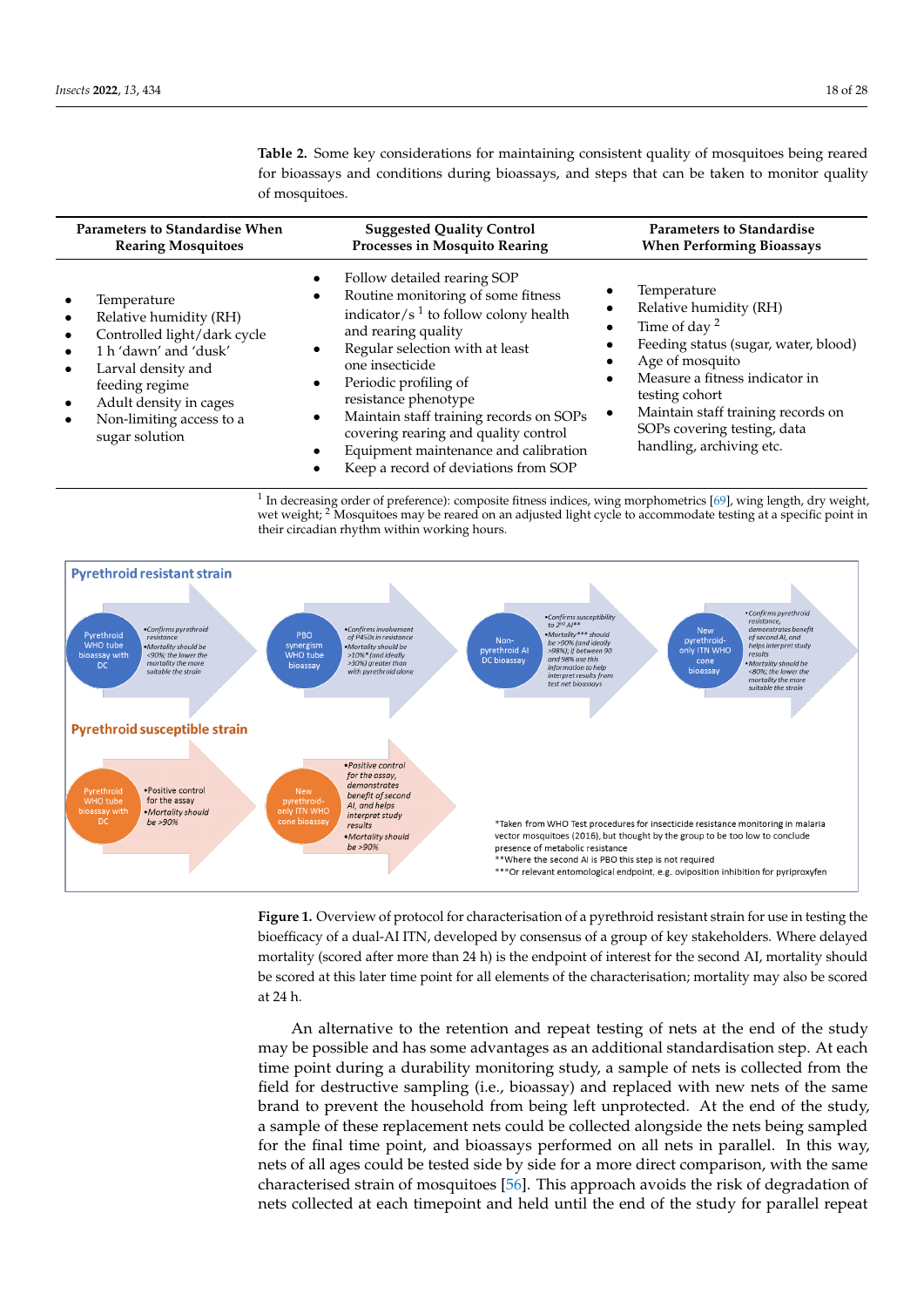**Table 2.** Some key considerations for maintaining consistent quality of mosquitoes being reared for bioassays and conditions during bioassays, and steps that can be taken to monitor quality of mosquitoes.

| Parameters to Standardise When Rearing Mosquitoes | Suggested Quality Control Processes in Mosquito Rearing | Parameters to Standardise When Performing Bioassays |
|---|---|---|
| • Temperature<br>• Relative humidity (RH)<br>• Controlled light/dark cycle<br>• 1 h 'dawn' and 'dusk'<br>• Larval density and feeding regime<br>• Adult density in cages<br>• Non-limiting access to a sugar solution | • Follow detailed rearing SOP<br>• Routine monitoring of some fitness indicator/s [1] to follow colony health and rearing quality<br>• Regular selection with at least one insecticide<br>• Periodic profiling of resistance phenotype<br>• Maintain staff training records on SOPs covering rearing and quality control<br>• Equipment maintenance and calibration<br>• Keep a record of deviations from SOP | • Temperature<br>• Relative humidity (RH)<br>• Time of day [2]<br>• Feeding status (sugar, water, blood)<br>• Age of mosquito<br>• Measure a fitness indicator in testing cohort<br>• Maintain staff training records on SOPs covering testing, data handling, archiving etc. |

[1] In decreasing order of preference): composite fitness indices, wing morphometrics [69], wing length, dry weight, wet weight; [2] Mosquitoes may be reared on an adjusted light cycle to accommodate testing at a specific point in their circadian rhythm within working hours.

**Pyrethroid resistant strain**

- Pyrethroid WHO tube bioassay with DC: •Confirms pyrethroid resistance •Mortality should be <90%; the lower the mortality the more suitable the strain
- PBO synergism WHO tube bioassay: •Confirms involvement of P450s in resistance •Mortality should be >10%* (and ideally >30%) greater than with pyrethroid alone
- Non-pyrethroid AI DC bioassay: •Confirms susceptibility to 2nd AI** •Mortality*** should be >90% (and ideally >98%); if between 90 and 98% use this information to help interpret results from test net bioassays
- New pyrethroid-only ITN WHO cone bioassay: •Confirms pyrethroid resistance, demonstrates benefit of second AI, and helps interpret study results •Mortality should be <80%; the lower the mortality the more suitable the strain

**Pyrethroid susceptible strain**

- Pyrethroid WHO tube bioassay with DC: •Positive control for the assay •Mortality should be >90%
- New pyrethroid-only ITN WHO cone bioassay: •Positive control for the assay, demonstrates benefit of second AI, and helps interpret study results •Mortality should be >90%

*Taken from WHO Test procedures for insecticide resistance monitoring in malaria vector mosquitoes (2016), but thought by the group to be too low to conclude presence of metabolic resistance
**Where the second AI is PBO this step is not required
***Or relevant entomological endpoint, e.g. oviposition inhibition for pyriproxyfen

**Figure 1.** Overview of protocol for characterisation of a pyrethroid resistant strain for use in testing the bioefficacy of a dual-AI ITN, developed by consensus of a group of key stakeholders. Where delayed mortality (scored after more than 24 h) is the endpoint of interest for the second AI, mortality should be scored at this later time point for all elements of the characterisation; mortality may also be scored at 24 h.

An alternative to the retention and repeat testing of nets at the end of the study may be possible and has some advantages as an additional standardisation step. At each time point during a durability monitoring study, a sample of nets is collected from the field for destructive sampling (i.e., bioassay) and replaced with new nets of the same brand to prevent the household from being left unprotected. At the end of the study, a sample of these replacement nets could be collected alongside the nets being sampled for the final time point, and bioassays performed on all nets in parallel. In this way, nets of all ages could be tested side by side for a more direct comparison, with the same characterised strain of mosquitoes [56]. This approach avoids the risk of degradation of nets collected at each timepoint and held until the end of the study for parallel repeat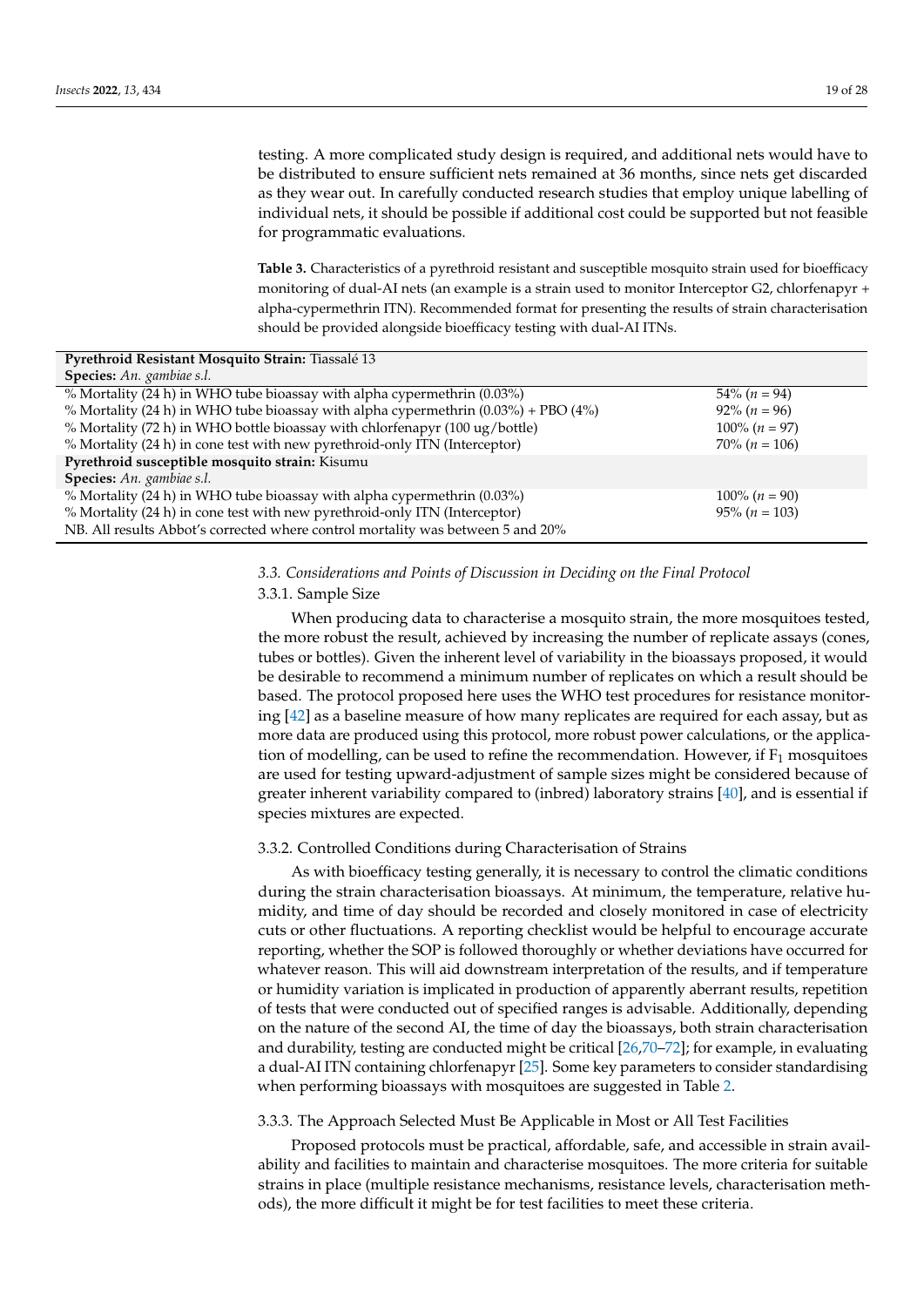testing. A more complicated study design is required, and additional nets would have to be distributed to ensure sufficient nets remained at 36 months, since nets get discarded as they wear out. In carefully conducted research studies that employ unique labelling of individual nets, it should be possible if additional cost could be supported but not feasible for programmatic evaluations.

**Table 3.** Characteristics of a pyrethroid resistant and susceptible mosquito strain used for bioefficacy monitoring of dual-AI nets (an example is a strain used to monitor Interceptor G2, chlorfenapyr + alpha-cypermethrin ITN). Recommended format for presenting the results of strain characterisation should be provided alongside bioefficacy testing with dual-AI ITNs.

| **Pyrethroid Resistant Mosquito Strain:** Tiassalé 13 | |
|---|---|
| **Species:** *An. gambiae s.l.* | |
| % Mortality (24 h) in WHO tube bioassay with alpha cypermethrin (0.03%) | 54% (*n* = 94) |
| % Mortality (24 h) in WHO tube bioassay with alpha cypermethrin (0.03%) + PBO (4%) | 92% (*n* = 96) |
| % Mortality (72 h) in WHO bottle bioassay with chlorfenapyr (100 ug/bottle) | 100% (*n* = 97) |
| % Mortality (24 h) in cone test with new pyrethroid-only ITN (Interceptor) | 70% (*n* = 106) |
| **Pyrethroid susceptible mosquito strain:** Kisumu | |
| **Species:** *An. gambiae s.l.* | |
| % Mortality (24 h) in WHO tube bioassay with alpha cypermethrin (0.03%) | 100% (*n* = 90) |
| % Mortality (24 h) in cone test with new pyrethroid-only ITN (Interceptor) | 95% (*n* = 103) |
| NB. All results Abbot's corrected where control mortality was between 5 and 20% | |

### 3.3. Considerations and Points of Discussion in Deciding on the Final Protocol

#### 3.3.1. Sample Size

When producing data to characterise a mosquito strain, the more mosquitoes tested, the more robust the result, achieved by increasing the number of replicate assays (cones, tubes or bottles). Given the inherent level of variability in the bioassays proposed, it would be desirable to recommend a minimum number of replicates on which a result should be based. The protocol proposed here uses the WHO test procedures for resistance monitoring [42] as a baseline measure of how many replicates are required for each assay, but as more data are produced using this protocol, more robust power calculations, or the application of modelling, can be used to refine the recommendation. However, if $F_1$ mosquitoes are used for testing upward-adjustment of sample sizes might be considered because of greater inherent variability compared to (inbred) laboratory strains [40], and is essential if species mixtures are expected.

#### 3.3.2. Controlled Conditions during Characterisation of Strains

As with bioefficacy testing generally, it is necessary to control the climatic conditions during the strain characterisation bioassays. At minimum, the temperature, relative humidity, and time of day should be recorded and closely monitored in case of electricity cuts or other fluctuations. A reporting checklist would be helpful to encourage accurate reporting, whether the SOP is followed thoroughly or whether deviations have occurred for whatever reason. This will aid downstream interpretation of the results, and if temperature or humidity variation is implicated in production of apparently aberrant results, repetition of tests that were conducted out of specified ranges is advisable. Additionally, depending on the nature of the second AI, the time of day the bioassays, both strain characterisation and durability, testing are conducted might be critical [26,70–72]; for example, in evaluating a dual-AI ITN containing chlorfenapyr [25]. Some key parameters to consider standardising when performing bioassays with mosquitoes are suggested in Table 2.

#### 3.3.3. The Approach Selected Must Be Applicable in Most or All Test Facilities

Proposed protocols must be practical, affordable, safe, and accessible in strain availability and facilities to maintain and characterise mosquitoes. The more criteria for suitable strains in place (multiple resistance mechanisms, resistance levels, characterisation methods), the more difficult it might be for test facilities to meet these criteria.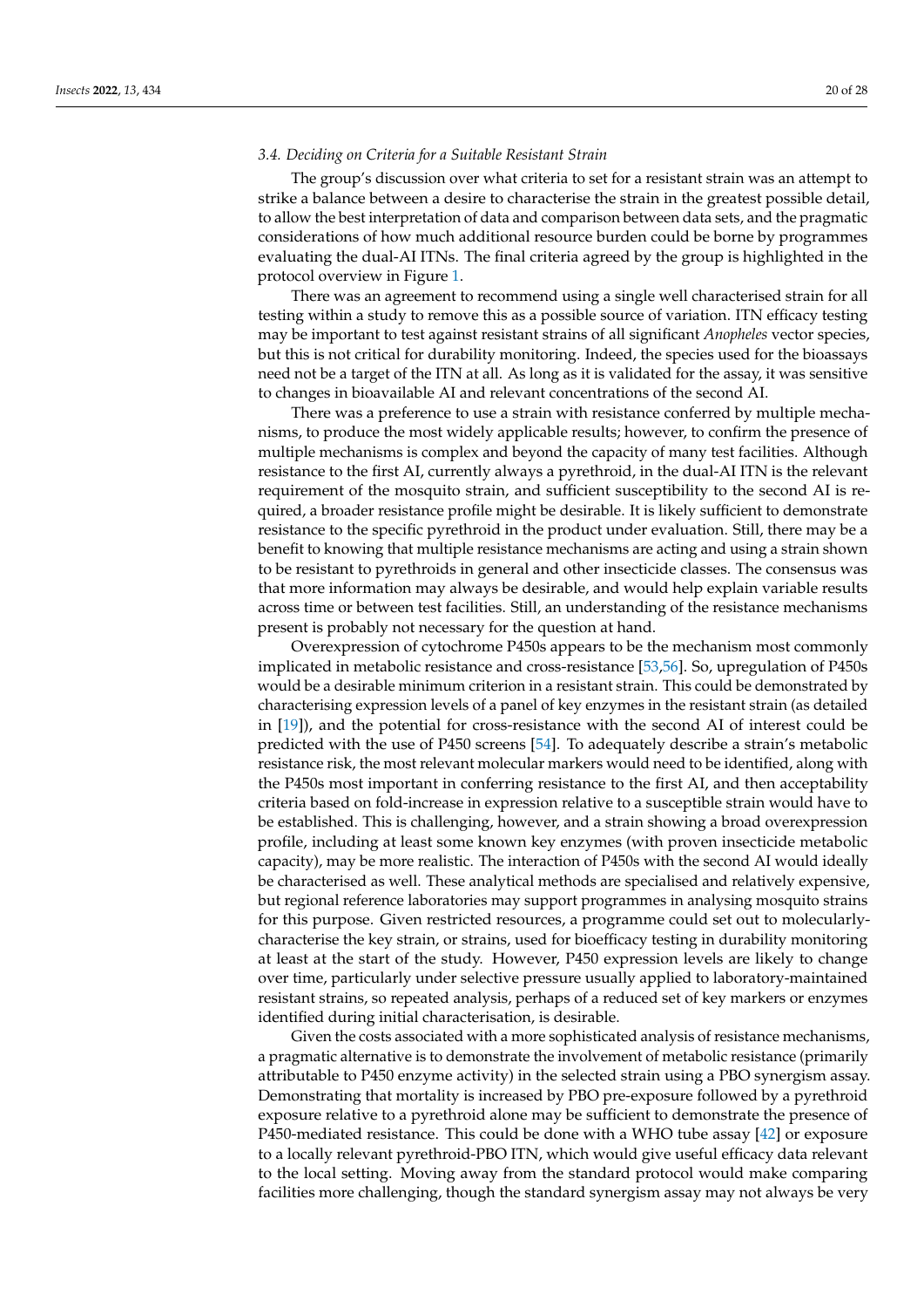### 3.4. Deciding on Criteria for a Suitable Resistant Strain

The group's discussion over what criteria to set for a resistant strain was an attempt to strike a balance between a desire to characterise the strain in the greatest possible detail, to allow the best interpretation of data and comparison between data sets, and the pragmatic considerations of how much additional resource burden could be borne by programmes evaluating the dual-AI ITNs. The final criteria agreed by the group is highlighted in the protocol overview in Figure 1.

There was an agreement to recommend using a single well characterised strain for all testing within a study to remove this as a possible source of variation. ITN efficacy testing may be important to test against resistant strains of all significant *Anopheles* vector species, but this is not critical for durability monitoring. Indeed, the species used for the bioassays need not be a target of the ITN at all. As long as it was validated for the assay, it was sensitive to changes in bioavailable AI and relevant concentrations of the second AI.

There was a preference to use a strain with resistance conferred by multiple mechanisms, to produce the most widely applicable results; however, to confirm the presence of multiple mechanisms is complex and beyond the capacity of many test facilities. Although resistance to the first AI, currently always a pyrethroid, in the dual-AI ITN is the relevant requirement of the mosquito strain, and sufficient susceptibility to the second AI is required, a broader resistance profile might be desirable. It is likely sufficient to demonstrate resistance to the specific pyrethroid in the product under evaluation. Still, there may be a benefit to knowing that multiple resistance mechanisms are acting and using a strain shown to be resistant to pyrethroids in general and other insecticide classes. The consensus was that more information may always be desirable, and would help explain variable results across time or between test facilities. Still, an understanding of the resistance mechanisms present is probably not necessary for the question at hand.

Overexpression of cytochrome P450s appears to be the mechanism most commonly implicated in metabolic resistance and cross-resistance [53,56]. So, upregulation of P450s would be a desirable minimum criterion in a resistant strain. This could be demonstrated by characterising expression levels of a panel of key enzymes in the resistant strain (as detailed in [19]), and the potential for cross-resistance with the second AI of interest could be predicted with the use of P450 screens [54]. To adequately describe a strain's metabolic resistance risk, the most relevant molecular markers would need to be identified, along with the P450s most important in conferring resistance to the first AI, and then acceptability criteria based on fold-increase in expression relative to a susceptible strain would have to be established. This is challenging, however, and a strain showing a broad overexpression profile, including at least some known key enzymes (with proven insecticide metabolic capacity), may be more realistic. The interaction of P450s with the second AI would ideally be characterised as well. These analytical methods are specialised and relatively expensive, but regional reference laboratories may support programmes in analysing mosquito strains for this purpose. Given restricted resources, a programme could set out to molecularly-characterise the key strain, or strains, used for bioefficacy testing in durability monitoring at least at the start of the study. However, P450 expression levels are likely to change over time, particularly under selective pressure usually applied to laboratory-maintained resistant strains, so repeated analysis, perhaps of a reduced set of key markers or enzymes identified during initial characterisation, is desirable.

Given the costs associated with a more sophisticated analysis of resistance mechanisms, a pragmatic alternative is to demonstrate the involvement of metabolic resistance (primarily attributable to P450 enzyme activity) in the selected strain using a PBO synergism assay. Demonstrating that mortality is increased by PBO pre-exposure followed by a pyrethroid exposure relative to a pyrethroid alone may be sufficient to demonstrate the presence of P450-mediated resistance. This could be done with a WHO tube assay [42] or exposure to a locally relevant pyrethroid-PBO ITN, which would give useful efficacy data relevant to the local setting. Moving away from the standard protocol would make comparing facilities more challenging, though the standard synergism assay may not always be very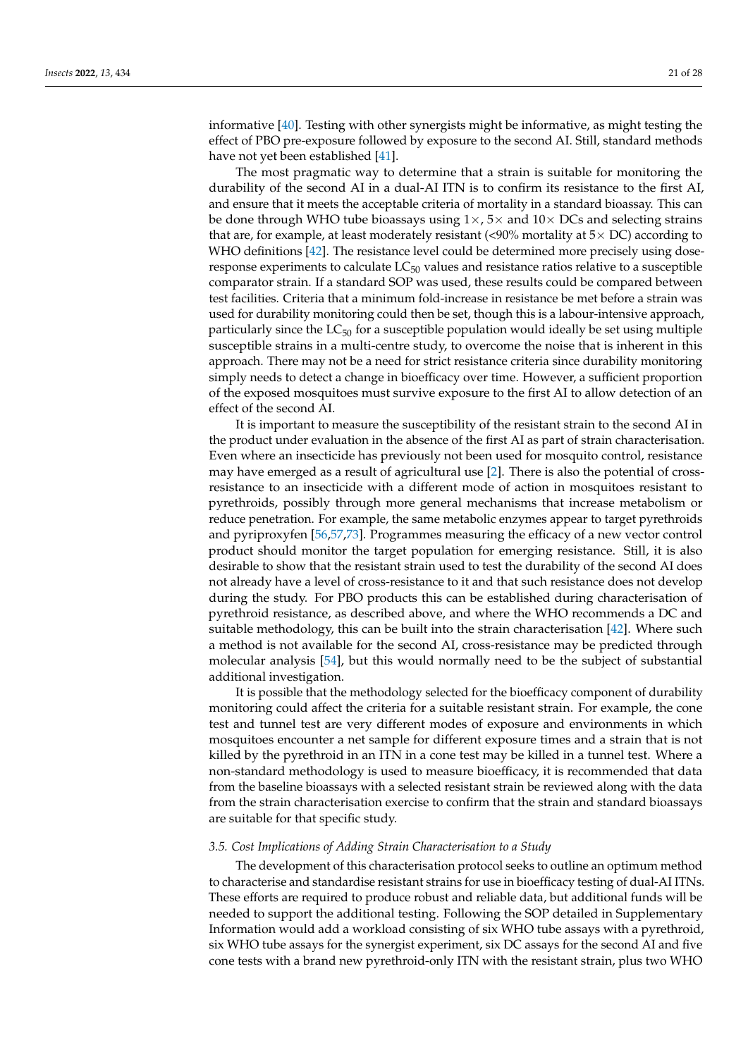informative [40]. Testing with other synergists might be informative, as might testing the effect of PBO pre-exposure followed by exposure to the second AI. Still, standard methods have not yet been established [41].

The most pragmatic way to determine that a strain is suitable for monitoring the durability of the second AI in a dual-AI ITN is to confirm its resistance to the first AI, and ensure that it meets the acceptable criteria of mortality in a standard bioassay. This can be done through WHO tube bioassays using 1×, 5× and 10× DCs and selecting strains that are, for example, at least moderately resistant (<90% mortality at 5× DC) according to WHO definitions [42]. The resistance level could be determined more precisely using dose-response experiments to calculate $LC_{50}$ values and resistance ratios relative to a susceptible comparator strain. If a standard SOP was used, these results could be compared between test facilities. Criteria that a minimum fold-increase in resistance be met before a strain was used for durability monitoring could then be set, though this is a labour-intensive approach, particularly since the $LC_{50}$ for a susceptible population would ideally be set using multiple susceptible strains in a multi-centre study, to overcome the noise that is inherent in this approach. There may not be a need for strict resistance criteria since durability monitoring simply needs to detect a change in bioefficacy over time. However, a sufficient proportion of the exposed mosquitoes must survive exposure to the first AI to allow detection of an effect of the second AI.

It is important to measure the susceptibility of the resistant strain to the second AI in the product under evaluation in the absence of the first AI as part of strain characterisation. Even where an insecticide has previously not been used for mosquito control, resistance may have emerged as a result of agricultural use [2]. There is also the potential of cross-resistance to an insecticide with a different mode of action in mosquitoes resistant to pyrethroids, possibly through more general mechanisms that increase metabolism or reduce penetration. For example, the same metabolic enzymes appear to target pyrethroids and pyriproxyfen [56,57,73]. Programmes measuring the efficacy of a new vector control product should monitor the target population for emerging resistance. Still, it is also desirable to show that the resistant strain used to test the durability of the second AI does not already have a level of cross-resistance to it and that such resistance does not develop during the study. For PBO products this can be established during characterisation of pyrethroid resistance, as described above, and where the WHO recommends a DC and suitable methodology, this can be built into the strain characterisation [42]. Where such a method is not available for the second AI, cross-resistance may be predicted through molecular analysis [54], but this would normally need to be the subject of substantial additional investigation.

It is possible that the methodology selected for the bioefficacy component of durability monitoring could affect the criteria for a suitable resistant strain. For example, the cone test and tunnel test are very different modes of exposure and environments in which mosquitoes encounter a net sample for different exposure times and a strain that is not killed by the pyrethroid in an ITN in a cone test may be killed in a tunnel test. Where a non-standard methodology is used to measure bioefficacy, it is recommended that data from the baseline bioassays with a selected resistant strain be reviewed along with the data from the strain characterisation exercise to confirm that the strain and standard bioassays are suitable for that specific study.

### 3.5. Cost Implications of Adding Strain Characterisation to a Study

The development of this characterisation protocol seeks to outline an optimum method to characterise and standardise resistant strains for use in bioefficacy testing of dual-AI ITNs. These efforts are required to produce robust and reliable data, but additional funds will be needed to support the additional testing. Following the SOP detailed in Supplementary Information would add a workload consisting of six WHO tube assays with a pyrethroid, six WHO tube assays for the synergist experiment, six DC assays for the second AI and five cone tests with a brand new pyrethroid-only ITN with the resistant strain, plus two WHO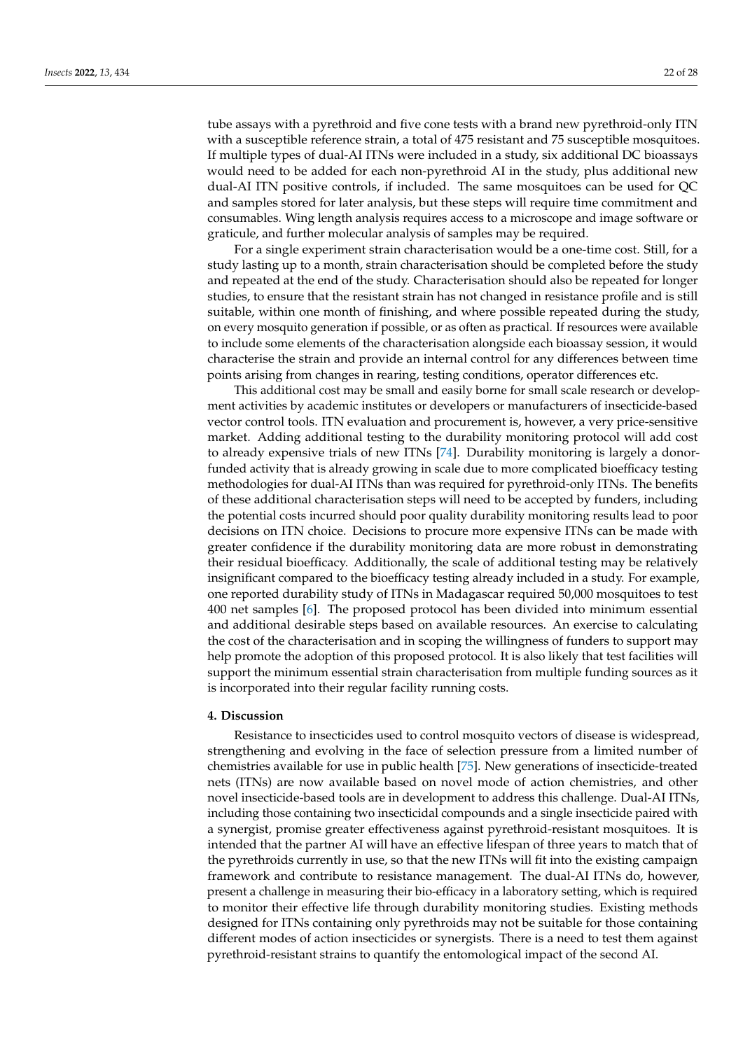tube assays with a pyrethroid and five cone tests with a brand new pyrethroid-only ITN with a susceptible reference strain, a total of 475 resistant and 75 susceptible mosquitoes. If multiple types of dual-AI ITNs were included in a study, six additional DC bioassays would need to be added for each non-pyrethroid AI in the study, plus additional new dual-AI ITN positive controls, if included. The same mosquitoes can be used for QC and samples stored for later analysis, but these steps will require time commitment and consumables. Wing length analysis requires access to a microscope and image software or graticule, and further molecular analysis of samples may be required.

For a single experiment strain characterisation would be a one-time cost. Still, for a study lasting up to a month, strain characterisation should be completed before the study and repeated at the end of the study. Characterisation should also be repeated for longer studies, to ensure that the resistant strain has not changed in resistance profile and is still suitable, within one month of finishing, and where possible repeated during the study, on every mosquito generation if possible, or as often as practical. If resources were available to include some elements of the characterisation alongside each bioassay session, it would characterise the strain and provide an internal control for any differences between time points arising from changes in rearing, testing conditions, operator differences etc.

This additional cost may be small and easily borne for small scale research or development activities by academic institutes or developers or manufacturers of insecticide-based vector control tools. ITN evaluation and procurement is, however, a very price-sensitive market. Adding additional testing to the durability monitoring protocol will add cost to already expensive trials of new ITNs [74]. Durability monitoring is largely a donor-funded activity that is already growing in scale due to more complicated bioefficacy testing methodologies for dual-AI ITNs than was required for pyrethroid-only ITNs. The benefits of these additional characterisation steps will need to be accepted by funders, including the potential costs incurred should poor quality durability monitoring results lead to poor decisions on ITN choice. Decisions to procure more expensive ITNs can be made with greater confidence if the durability monitoring data are more robust in demonstrating their residual bioefficacy. Additionally, the scale of additional testing may be relatively insignificant compared to the bioefficacy testing already included in a study. For example, one reported durability study of ITNs in Madagascar required 50,000 mosquitoes to test 400 net samples [6]. The proposed protocol has been divided into minimum essential and additional desirable steps based on available resources. An exercise to calculating the cost of the characterisation and in scoping the willingness of funders to support may help promote the adoption of this proposed protocol. It is also likely that test facilities will support the minimum essential strain characterisation from multiple funding sources as it is incorporated into their regular facility running costs.

## 4. Discussion

Resistance to insecticides used to control mosquito vectors of disease is widespread, strengthening and evolving in the face of selection pressure from a limited number of chemistries available for use in public health [75]. New generations of insecticide-treated nets (ITNs) are now available based on novel mode of action chemistries, and other novel insecticide-based tools are in development to address this challenge. Dual-AI ITNs, including those containing two insecticidal compounds and a single insecticide paired with a synergist, promise greater effectiveness against pyrethroid-resistant mosquitoes. It is intended that the partner AI will have an effective lifespan of three years to match that of the pyrethroids currently in use, so that the new ITNs will fit into the existing campaign framework and contribute to resistance management. The dual-AI ITNs do, however, present a challenge in measuring their bio-efficacy in a laboratory setting, which is required to monitor their effective life through durability monitoring studies. Existing methods designed for ITNs containing only pyrethroids may not be suitable for those containing different modes of action insecticides or synergists. There is a need to test them against pyrethroid-resistant strains to quantify the entomological impact of the second AI.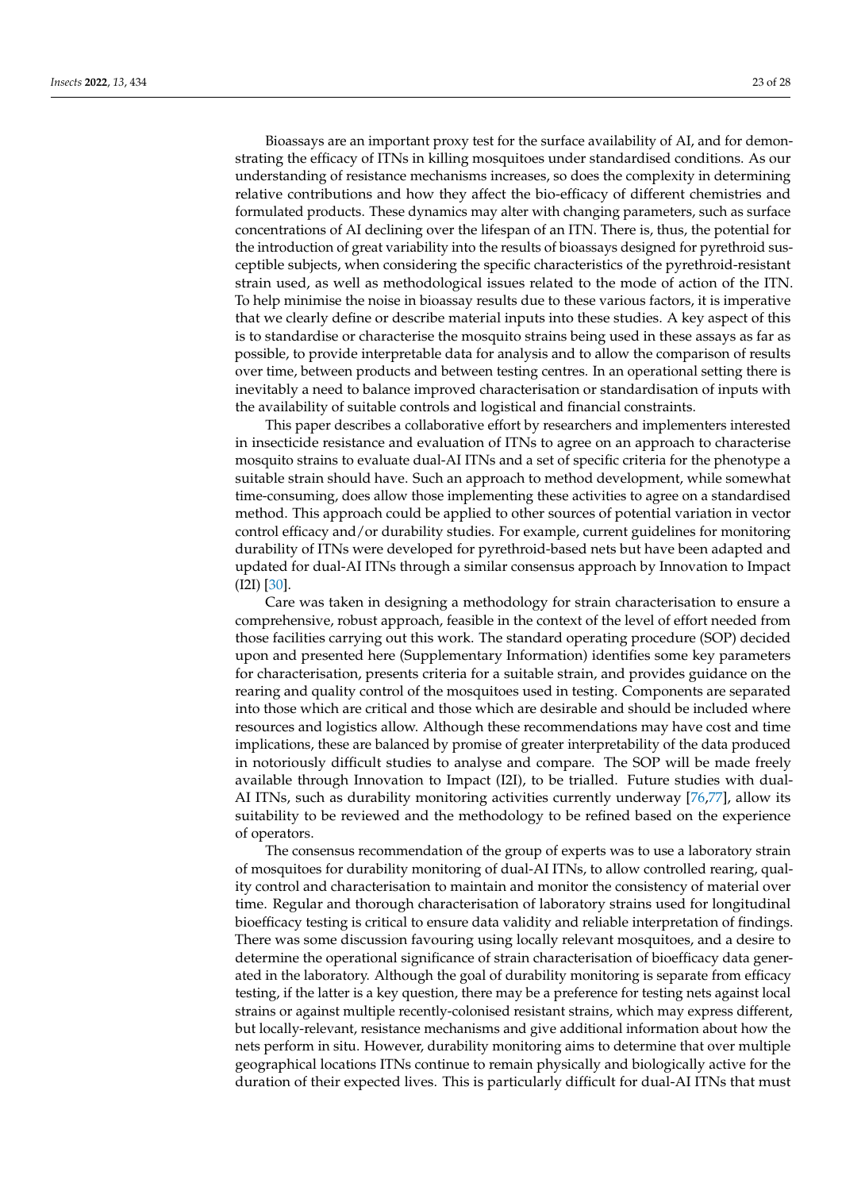Bioassays are an important proxy test for the surface availability of AI, and for demonstrating the efficacy of ITNs in killing mosquitoes under standardised conditions. As our understanding of resistance mechanisms increases, so does the complexity in determining relative contributions and how they affect the bio-efficacy of different chemistries and formulated products. These dynamics may alter with changing parameters, such as surface concentrations of AI declining over the lifespan of an ITN. There is, thus, the potential for the introduction of great variability into the results of bioassays designed for pyrethroid susceptible subjects, when considering the specific characteristics of the pyrethroid-resistant strain used, as well as methodological issues related to the mode of action of the ITN. To help minimise the noise in bioassay results due to these various factors, it is imperative that we clearly define or describe material inputs into these studies. A key aspect of this is to standardise or characterise the mosquito strains being used in these assays as far as possible, to provide interpretable data for analysis and to allow the comparison of results over time, between products and between testing centres. In an operational setting there is inevitably a need to balance improved characterisation or standardisation of inputs with the availability of suitable controls and logistical and financial constraints.

This paper describes a collaborative effort by researchers and implementers interested in insecticide resistance and evaluation of ITNs to agree on an approach to characterise mosquito strains to evaluate dual-AI ITNs and a set of specific criteria for the phenotype a suitable strain should have. Such an approach to method development, while somewhat time-consuming, does allow those implementing these activities to agree on a standardised method. This approach could be applied to other sources of potential variation in vector control efficacy and/or durability studies. For example, current guidelines for monitoring durability of ITNs were developed for pyrethroid-based nets but have been adapted and updated for dual-AI ITNs through a similar consensus approach by Innovation to Impact (I2I) [30].

Care was taken in designing a methodology for strain characterisation to ensure a comprehensive, robust approach, feasible in the context of the level of effort needed from those facilities carrying out this work. The standard operating procedure (SOP) decided upon and presented here (Supplementary Information) identifies some key parameters for characterisation, presents criteria for a suitable strain, and provides guidance on the rearing and quality control of the mosquitoes used in testing. Components are separated into those which are critical and those which are desirable and should be included where resources and logistics allow. Although these recommendations may have cost and time implications, these are balanced by promise of greater interpretability of the data produced in notoriously difficult studies to analyse and compare. The SOP will be made freely available through Innovation to Impact (I2I), to be trialled. Future studies with dual-AI ITNs, such as durability monitoring activities currently underway [76,77], allow its suitability to be reviewed and the methodology to be refined based on the experience of operators.

The consensus recommendation of the group of experts was to use a laboratory strain of mosquitoes for durability monitoring of dual-AI ITNs, to allow controlled rearing, quality control and characterisation to maintain and monitor the consistency of material over time. Regular and thorough characterisation of laboratory strains used for longitudinal bioefficacy testing is critical to ensure data validity and reliable interpretation of findings. There was some discussion favouring using locally relevant mosquitoes, and a desire to determine the operational significance of strain characterisation of bioefficacy data generated in the laboratory. Although the goal of durability monitoring is separate from efficacy testing, if the latter is a key question, there may be a preference for testing nets against local strains or against multiple recently-colonised resistant strains, which may express different, but locally-relevant, resistance mechanisms and give additional information about how the nets perform in situ. However, durability monitoring aims to determine that over multiple geographical locations ITNs continue to remain physically and biologically active for the duration of their expected lives. This is particularly difficult for dual-AI ITNs that must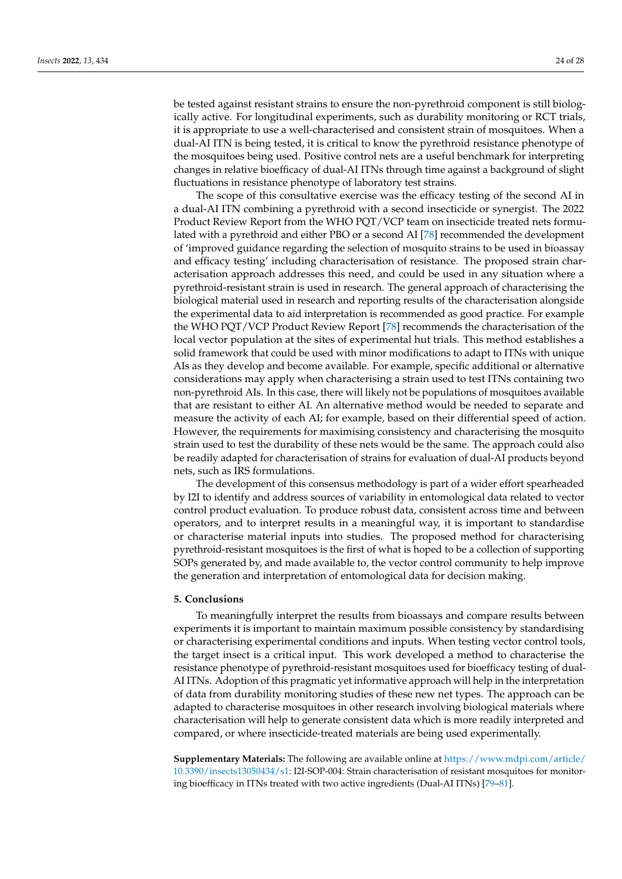be tested against resistant strains to ensure the non-pyrethroid component is still biologically active. For longitudinal experiments, such as durability monitoring or RCT trials, it is appropriate to use a well-characterised and consistent strain of mosquitoes. When a dual-AI ITN is being tested, it is critical to know the pyrethroid resistance phenotype of the mosquitoes being used. Positive control nets are a useful benchmark for interpreting changes in relative bioefficacy of dual-AI ITNs through time against a background of slight fluctuations in resistance phenotype of laboratory test strains.

The scope of this consultative exercise was the efficacy testing of the second AI in a dual-AI ITN combining a pyrethroid with a second insecticide or synergist. The 2022 Product Review Report from the WHO PQT/VCP team on insecticide treated nets formulated with a pyrethroid and either PBO or a second AI [78] recommended the development of 'improved guidance regarding the selection of mosquito strains to be used in bioassay and efficacy testing' including characterisation of resistance. The proposed strain characterisation approach addresses this need, and could be used in any situation where a pyrethroid-resistant strain is used in research. The general approach of characterising the biological material used in research and reporting results of the characterisation alongside the experimental data to aid interpretation is recommended as good practice. For example the WHO PQT/VCP Product Review Report [78] recommends the characterisation of the local vector population at the sites of experimental hut trials. This method establishes a solid framework that could be used with minor modifications to adapt to ITNs with unique AIs as they develop and become available. For example, specific additional or alternative considerations may apply when characterising a strain used to test ITNs containing two non-pyrethroid AIs. In this case, there will likely not be populations of mosquitoes available that are resistant to either AI. An alternative method would be needed to separate and measure the activity of each AI; for example, based on their differential speed of action. However, the requirements for maximising consistency and characterising the mosquito strain used to test the durability of these nets would be the same. The approach could also be readily adapted for characterisation of strains for evaluation of dual-AI products beyond nets, such as IRS formulations.

The development of this consensus methodology is part of a wider effort spearheaded by I2I to identify and address sources of variability in entomological data related to vector control product evaluation. To produce robust data, consistent across time and between operators, and to interpret results in a meaningful way, it is important to standardise or characterise material inputs into studies. The proposed method for characterising pyrethroid-resistant mosquitoes is the first of what is hoped to be a collection of supporting SOPs generated by, and made available to, the vector control community to help improve the generation and interpretation of entomological data for decision making.

## 5. Conclusions

To meaningfully interpret the results from bioassays and compare results between experiments it is important to maintain maximum possible consistency by standardising or characterising experimental conditions and inputs. When testing vector control tools, the target insect is a critical input. This work developed a method to characterise the resistance phenotype of pyrethroid-resistant mosquitoes used for bioefficacy testing of dual-AI ITNs. Adoption of this pragmatic yet informative approach will help in the interpretation of data from durability monitoring studies of these new net types. The approach can be adapted to characterise mosquitoes in other research involving biological materials where characterisation will help to generate consistent data which is more readily interpreted and compared, or where insecticide-treated materials are being used experimentally.

**Supplementary Materials:** The following are available online at https://www.mdpi.com/article/10.3390/insects13050434/s1: I2I-SOP-004: Strain characterisation of resistant mosquitoes for monitoring bioefficacy in ITNs treated with two active ingredients (Dual-AI ITNs) [79–81].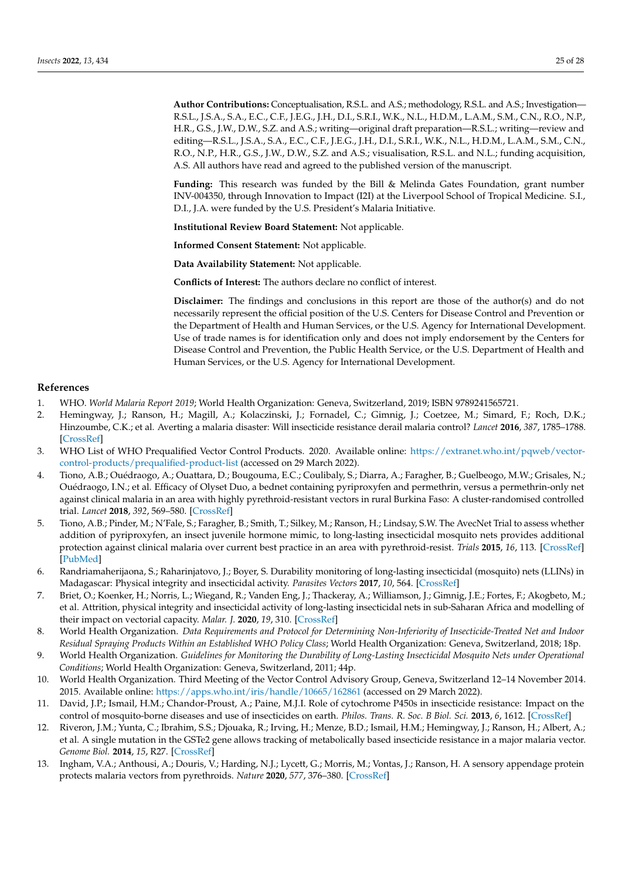**Author Contributions:** Conceptualisation, R.S.L. and A.S.; methodology, R.S.L. and A.S.; Investigation—R.S.L., J.S.A., S.A., E.C., C.F., J.E.G., J.H., D.I., S.R.I., W.K., N.L., H.D.M., L.A.M., S.M., C.N., R.O., N.P., H.R., G.S., J.W., D.W., S.Z. and A.S.; writing—original draft preparation—R.S.L.; writing—review and editing—R.S.L., J.S.A., S.A., E.C., C.F., J.E.G., J.H., D.I., S.R.I., W.K., N.L., H.D.M., L.A.M., S.M., C.N., R.O., N.P., H.R., G.S., J.W., D.W., S.Z. and A.S.; visualisation, R.S.L. and N.L.; funding acquisition, A.S. All authors have read and agreed to the published version of the manuscript.

**Funding:** This research was funded by the Bill & Melinda Gates Foundation, grant number INV-004350, through Innovation to Impact (I2I) at the Liverpool School of Tropical Medicine. S.I., D.I., J.A. were funded by the U.S. President's Malaria Initiative.

**Institutional Review Board Statement:** Not applicable.

**Informed Consent Statement:** Not applicable.

**Data Availability Statement:** Not applicable.

**Conflicts of Interest:** The authors declare no conflict of interest.

**Disclaimer:** The findings and conclusions in this report are those of the author(s) and do not necessarily represent the official position of the U.S. Centers for Disease Control and Prevention or the Department of Health and Human Services, or the U.S. Agency for International Development. Use of trade names is for identification only and does not imply endorsement by the Centers for Disease Control and Prevention, the Public Health Service, or the U.S. Department of Health and Human Services, or the U.S. Agency for International Development.

## References

1. WHO. *World Malaria Report 2019*; World Health Organization: Geneva, Switzerland, 2019; ISBN 9789241565721.
2. Hemingway, J.; Ranson, H.; Magill, A.; Kolaczinski, J.; Fornadel, C.; Gimnig, J.; Coetzee, M.; Simard, F.; Roch, D.K.; Hinzoumbe, C.K.; et al. Averting a malaria disaster: Will insecticide resistance derail malaria control? *Lancet* **2016**, *387*, 1785–1788. [CrossRef]
3. WHO List of WHO Prequalified Vector Control Products. 2020. Available online: https://extranet.who.int/pqweb/vector-control-products/prequalified-product-list (accessed on 29 March 2022).
4. Tiono, A.B.; Ouédraogo, A.; Ouattara, D.; Bougouma, E.C.; Coulibaly, S.; Diarra, A.; Faragher, B.; Guelbeogo, M.W.; Grisales, N.; Ouédraogo, I.N.; et al. Efficacy of Olyset Duo, a bednet containing pyriproxyfen and permethrin, versus a permethrin-only net against clinical malaria in an area with highly pyrethroid-resistant vectors in rural Burkina Faso: A cluster-randomised controlled trial. *Lancet* **2018**, *392*, 569–580. [CrossRef]
5. Tiono, A.B.; Pinder, M.; N'Fale, S.; Faragher, B.; Smith, T.; Silkey, M.; Ranson, H.; Lindsay, S.W. The AvecNet Trial to assess whether addition of pyriproxyfen, an insect juvenile hormone mimic, to long-lasting insecticidal mosquito nets provides additional protection against clinical malaria over current best practice in an area with pyrethroid-resist. *Trials* **2015**, *16*, 113. [CrossRef] [PubMed]
6. Randriamaherijaona, S.; Raharinjatovo, J.; Boyer, S. Durability monitoring of long-lasting insecticidal (mosquito) nets (LLINs) in Madagascar: Physical integrity and insecticidal activity. *Parasites Vectors* **2017**, *10*, 564. [CrossRef]
7. Briet, O.; Koenker, H.; Norris, L.; Wiegand, R.; Vanden Eng, J.; Thackeray, A.; Williamson, J.; Gimnig, J.E.; Fortes, F.; Akogbeto, M.; et al. Attrition, physical integrity and insecticidal activity of long-lasting insecticidal nets in sub-Saharan Africa and modelling of their impact on vectorial capacity. *Malar. J.* **2020**, *19*, 310. [CrossRef]
8. World Health Organization. *Data Requirements and Protocol for Determining Non-Inferiority of Insecticide-Treated Net and Indoor Residual Spraying Products Within an Established WHO Policy Class*; World Health Organization: Geneva, Switzerland, 2018; 18p.
9. World Health Organization. *Guidelines for Monitoring the Durability of Long-Lasting Insecticidal Mosquito Nets under Operational Conditions*; World Health Organization: Geneva, Switzerland, 2011; 44p.
10. World Health Organization. Third Meeting of the Vector Control Advisory Group, Geneva, Switzerland 12–14 November 2014. 2015. Available online: https://apps.who.int/iris/handle/10665/162861 (accessed on 29 March 2022).
11. David, J.P.; Ismail, H.M.; Chandor-Proust, A.; Paine, M.J.I. Role of cytochrome P450s in insecticide resistance: Impact on the control of mosquito-borne diseases and use of insecticides on earth. *Philos. Trans. R. Soc. B Biol. Sci.* **2013**, *6*, 1612. [CrossRef]
12. Riveron, J.M.; Yunta, C.; Ibrahim, S.S.; Djouaka, R.; Irving, H.; Menze, B.D.; Ismail, H.M.; Hemingway, J.; Ranson, H.; Albert, A.; et al. A single mutation in the GSTe2 gene allows tracking of metabolically based insecticide resistance in a major malaria vector. *Genome Biol.* **2014**, *15*, R27. [CrossRef]
13. Ingham, V.A.; Anthousi, A.; Douris, V.; Harding, N.J.; Lycett, G.; Morris, M.; Vontas, J.; Ranson, H. A sensory appendage protein protects malaria vectors from pyrethroids. *Nature* **2020**, *577*, 376–380. [CrossRef]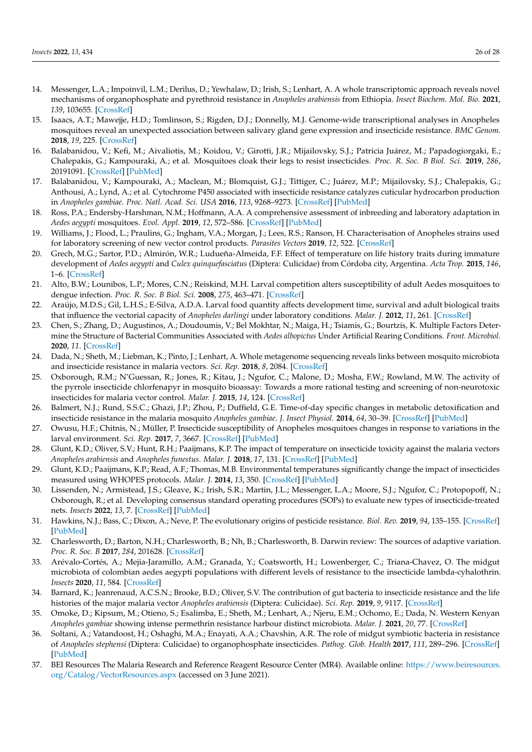14. Messenger, L.A.; Impoinvil, L.M.; Derilus, D.; Yewhalaw, D.; Irish, S.; Lenhart, A. A whole transcriptomic approach reveals novel mechanisms of organophosphate and pyrethroid resistance in *Anopheles arabiensis* from Ethiopia. *Insect Biochem. Mol. Bio.* **2021**, *139*, 103655. [CrossRef]
15. Isaacs, A.T.; Mawejje, H.D.; Tomlinson, S.; Rigden, D.J.; Donnelly, M.J. Genome-wide transcriptional analyses in Anopheles mosquitoes reveal an unexpected association between salivary gland gene expression and insecticide resistance. *BMC Genom.* **2018**, *19*, 225. [CrossRef]
16. Balabanidou, V.; Kefi, M.; Aivaliotis, M.; Koidou, V.; Girotti, J.R.; Mijailovsky, S.J.; Patricia Juárez, M.; Papadogiorgaki, E.; Chalepakis, G.; Kampouraki, A.; et al. Mosquitoes cloak their legs to resist insecticides. *Proc. R. Soc. B Biol. Sci.* **2019**, *286*, 20191091. [CrossRef] [PubMed]
17. Balabanidou, V.; Kampouraki, A.; Maclean, M.; Blomquist, G.J.; Tittiger, C.; Juárez, M.P.; Mijailovsky, S.J.; Chalepakis, G.; Anthousi, A.; Lynd, A.; et al. Cytochrome P450 associated with insecticide resistance catalyzes cuticular hydrocarbon production in *Anopheles gambiae*. *Proc. Natl. Acad. Sci. USA* **2016**, *113*, 9268–9273. [CrossRef] [PubMed]
18. Ross, P.A.; Endersby-Harshman, N.M.; Hoffmann, A.A. A comprehensive assessment of inbreeding and laboratory adaptation in *Aedes aegypti* mosquitoes. *Evol. Appl.* **2019**, *12*, 572–586. [CrossRef] [PubMed]
19. Williams, J.; Flood, L.; Praulins, G.; Ingham, V.A.; Morgan, J.; Lees, R.S.; Ranson, H. Characterisation of Anopheles strains used for laboratory screening of new vector control products. *Parasites Vectors* **2019**, *12*, 522. [CrossRef]
20. Grech, M.G.; Sartor, P.D.; Almirón, W.R.; Ludueña-Almeida, F.F. Effect of temperature on life history traits during immature development of *Aedes aegypti* and *Culex quinquefasciatus* (Diptera: Culicidae) from Córdoba city, Argentina. *Acta Trop.* **2015**, *146*, 1–6. [CrossRef]
21. Alto, B.W.; Lounibos, L.P.; Mores, C.N.; Reiskind, M.H. Larval competition alters susceptibility of adult Aedes mosquitoes to dengue infection. *Proc. R. Soc. B Biol. Sci.* **2008**, *275*, 463–471. [CrossRef]
22. Araújo, M.D.S.; Gil, L.H.S.; E-Silva, A.D.A. Larval food quantity affects development time, survival and adult biological traits that influence the vectorial capacity of *Anopheles darlingi* under laboratory conditions. *Malar. J.* **2012**, *11*, 261. [CrossRef]
23. Chen, S.; Zhang, D.; Augustinos, A.; Doudoumis, V.; Bel Mokhtar, N.; Maiga, H.; Tsiamis, G.; Bourtzis, K. Multiple Factors Determine the Structure of Bacterial Communities Associated with *Aedes albopictus* Under Artificial Rearing Conditions. *Front. Microbiol.* **2020**, *11*. [CrossRef]
24. Dada, N.; Sheth, M.; Liebman, K.; Pinto, J.; Lenhart, A. Whole metagenome sequencing reveals links between mosquito microbiota and insecticide resistance in malaria vectors. *Sci. Rep.* **2018**, *8*, 2084. [CrossRef]
25. Oxborough, R.M.; N'Guessan, R.; Jones, R.; Kitau, J.; Ngufor, C.; Malone, D.; Mosha, F.W.; Rowland, M.W. The activity of the pyrrole insecticide chlorfenapyr in mosquito bioassay: Towards a more rational testing and screening of non-neurotoxic insecticides for malaria vector control. *Malar. J.* **2015**, *14*, 124. [CrossRef]
26. Balmert, N.J.; Rund, S.S.C.; Ghazi, J.P.; Zhou, P.; Duffield, G.E. Time-of-day specific changes in metabolic detoxification and insecticide resistance in the malaria mosquito *Anopheles gambiae*. *J. Insect Physiol.* **2014**, *64*, 30–39. [CrossRef] [PubMed]
27. Owusu, H.F.; Chitnis, N.; Müller, P. Insecticide susceptibility of Anopheles mosquitoes changes in response to variations in the larval environment. *Sci. Rep.* **2017**, *7*, 3667. [CrossRef] [PubMed]
28. Glunt, K.D.; Oliver, S.V.; Hunt, R.H.; Paaijmans, K.P. The impact of temperature on insecticide toxicity against the malaria vectors *Anopheles arabiensis* and *Anopheles funestus*. *Malar. J.* **2018**, *17*, 131. [CrossRef] [PubMed]
29. Glunt, K.D.; Paaijmans, K.P.; Read, A.F.; Thomas, M.B. Environmental temperatures significantly change the impact of insecticides measured using WHOPES protocols. *Malar. J.* **2014**, *13*, 350. [CrossRef] [PubMed]
30. Lissenden, N.; Armistead, J.S.; Gleave, K.; Irish, S.R.; Martin, J.L.; Messenger, L.A.; Moore, S.J.; Ngufor, C.; Protopopoff, N.; Oxborough, R.; et al. Developing consensus standard operating procedures (SOPs) to evaluate new types of insecticide-treated nets. *Insects* **2022**, *13*, 7. [CrossRef] [PubMed]
31. Hawkins, N.J.; Bass, C.; Dixon, A.; Neve, P. The evolutionary origins of pesticide resistance. *Biol. Rev.* **2019**, *94*, 135–155. [CrossRef] [PubMed]
32. Charlesworth, D.; Barton, N.H.; Charlesworth, B.; Nh, B.; Charlesworth, B. Darwin review: The sources of adaptive variation. *Proc. R. Soc. B* **2017**, *284*, 201628. [CrossRef]
33. Arévalo-Cortés, A.; Mejia-Jaramillo, A.M.; Granada, Y.; Coatsworth, H.; Lowenberger, C.; Triana-Chavez, O. The midgut microbiota of colombian aedes aegypti populations with different levels of resistance to the insecticide lambda-cyhalothrin. *Insects* **2020**, *11*, 584. [CrossRef]
34. Barnard, K.; Jeanrenaud, A.C.S.N.; Brooke, B.D.; Oliver, S.V. The contribution of gut bacteria to insecticide resistance and the life histories of the major malaria vector *Anopheles arabiensis* (Diptera: Culicidae). *Sci. Rep.* **2019**, *9*, 9117. [CrossRef]
35. Omoke, D.; Kipsum, M.; Otieno, S.; Esalimba, E.; Sheth, M.; Lenhart, A.; Njeru, E.M.; Ochomo, E.; Dada, N. Western Kenyan *Anopheles gambiae* showing intense permethrin resistance harbour distinct microbiota. *Malar. J.* **2021**, *20*, 77. [CrossRef]
36. Soltani, A.; Vatandoost, H.; Oshaghi, M.A.; Enayati, A.A.; Chavshin, A.R. The role of midgut symbiotic bacteria in resistance of *Anopheles stephensi* (Diptera: Culicidae) to organophosphate insecticides. *Pathog. Glob. Health* **2017**, *111*, 289–296. [CrossRef] [PubMed]
37. BEI Resources The Malaria Research and Reference Reagent Resource Center (MR4). Available online: https://www.beiresources.org/Catalog/VectorResources.aspx (accessed on 3 June 2021).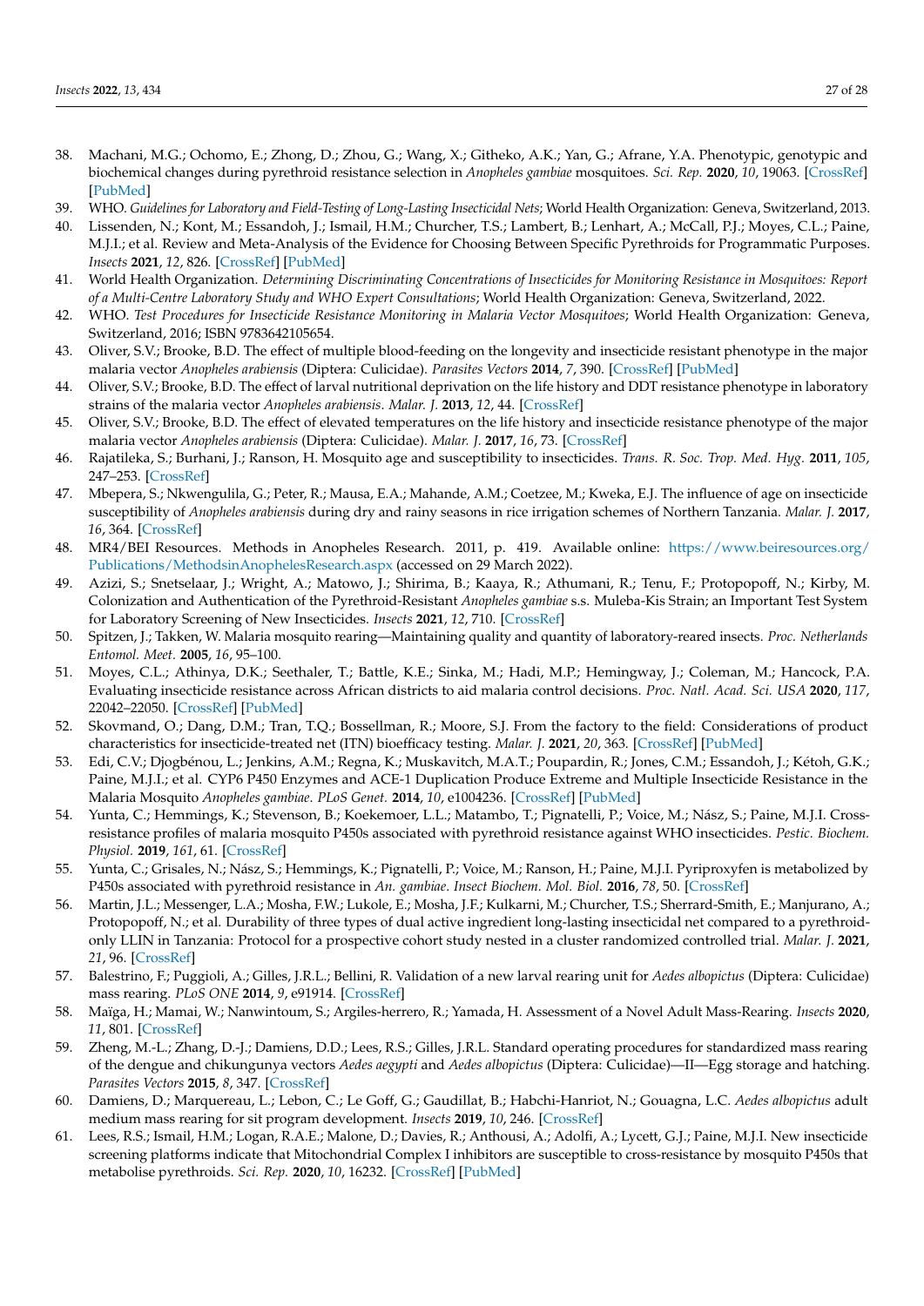38. Machani, M.G.; Ochomo, E.; Zhong, D.; Zhou, G.; Wang, X.; Githeko, A.K.; Yan, G.; Afrane, Y.A. Phenotypic, genotypic and biochemical changes during pyrethroid resistance selection in *Anopheles gambiae* mosquitoes. *Sci. Rep.* **2020**, *10*, 19063. [CrossRef] [PubMed]
39. WHO. *Guidelines for Laboratory and Field-Testing of Long-Lasting Insecticidal Nets*; World Health Organization: Geneva, Switzerland, 2013.
40. Lissenden, N.; Kont, M.; Essandoh, J.; Ismail, H.M.; Churcher, T.S.; Lambert, B.; Lenhart, A.; McCall, P.J.; Moyes, C.L.; Paine, M.J.I.; et al. Review and Meta-Analysis of the Evidence for Choosing Between Specific Pyrethroids for Programmatic Purposes. *Insects* **2021**, *12*, 826. [CrossRef] [PubMed]
41. World Health Organization. *Determining Discriminating Concentrations of Insecticides for Monitoring Resistance in Mosquitoes: Report of a Multi-Centre Laboratory Study and WHO Expert Consultations*; World Health Organization: Geneva, Switzerland, 2022.
42. WHO. *Test Procedures for Insecticide Resistance Monitoring in Malaria Vector Mosquitoes*; World Health Organization: Geneva, Switzerland, 2016; ISBN 9783642105654.
43. Oliver, S.V.; Brooke, B.D. The effect of multiple blood-feeding on the longevity and insecticide resistant phenotype in the major malaria vector *Anopheles arabiensis* (Diptera: Culicidae). *Parasites Vectors* **2014**, *7*, 390. [CrossRef] [PubMed]
44. Oliver, S.V.; Brooke, B.D. The effect of larval nutritional deprivation on the life history and DDT resistance phenotype in laboratory strains of the malaria vector *Anopheles arabiensis*. *Malar. J.* **2013**, *12*, 44. [CrossRef]
45. Oliver, S.V.; Brooke, B.D. The effect of elevated temperatures on the life history and insecticide resistance phenotype of the major malaria vector *Anopheles arabiensis* (Diptera: Culicidae). *Malar. J.* **2017**, *16*, 73. [CrossRef]
46. Rajatileka, S.; Burhani, J.; Ranson, H. Mosquito age and susceptibility to insecticides. *Trans. R. Soc. Trop. Med. Hyg.* **2011**, *105*, 247–253. [CrossRef]
47. Mbepera, S.; Nkwengulila, G.; Peter, R.; Mausa, E.A.; Mahande, A.M.; Coetzee, M.; Kweka, E.J. The influence of age on insecticide susceptibility of *Anopheles arabiensis* during dry and rainy seasons in rice irrigation schemes of Northern Tanzania. *Malar. J.* **2017**, *16*, 364. [CrossRef]
48. MR4/BEI Resources. Methods in Anopheles Research. 2011, p. 419. Available online: https://www.beiresources.org/Publications/MethodsinAnophelesResearch.aspx (accessed on 29 March 2022).
49. Azizi, S.; Snetselaar, J.; Wright, A.; Matowo, J.; Shirima, B.; Kaaya, R.; Athumani, R.; Tenu, F.; Protopopoff, N.; Kirby, M. Colonization and Authentication of the Pyrethroid-Resistant *Anopheles gambiae* s.s. Muleba-Kis Strain; an Important Test System for Laboratory Screening of New Insecticides. *Insects* **2021**, *12*, 710. [CrossRef]
50. Spitzen, J.; Takken, W. Malaria mosquito rearing—Maintaining quality and quantity of laboratory-reared insects. *Proc. Netherlands Entomol. Meet.* **2005**, *16*, 95–100.
51. Moyes, C.L.; Athinya, D.K.; Seethaler, T.; Battle, K.E.; Sinka, M.; Hadi, M.P.; Hemingway, J.; Coleman, M.; Hancock, P.A. Evaluating insecticide resistance across African districts to aid malaria control decisions. *Proc. Natl. Acad. Sci. USA* **2020**, *117*, 22042–22050. [CrossRef] [PubMed]
52. Skovmand, O.; Dang, D.M.; Tran, T.Q.; Bossellman, R.; Moore, S.J. From the factory to the field: Considerations of product characteristics for insecticide-treated net (ITN) bioefficacy testing. *Malar. J.* **2021**, *20*, 363. [CrossRef] [PubMed]
53. Edi, C.V.; Djogbénou, L.; Jenkins, A.M.; Regna, K.; Muskavitch, M.A.T.; Poupardin, R.; Jones, C.M.; Essandoh, J.; Kétoh, G.K.; Paine, M.J.I.; et al. CYP6 P450 Enzymes and ACE-1 Duplication Produce Extreme and Multiple Insecticide Resistance in the Malaria Mosquito *Anopheles gambiae*. *PLoS Genet.* **2014**, *10*, e1004236. [CrossRef] [PubMed]
54. Yunta, C.; Hemmings, K.; Stevenson, B.; Koekemoer, L.L.; Matambo, T.; Pignatelli, P.; Voice, M.; Nász, S.; Paine, M.J.I. Cross-resistance profiles of malaria mosquito P450s associated with pyrethroid resistance against WHO insecticides. *Pestic. Biochem. Physiol.* **2019**, *161*, 61. [CrossRef]
55. Yunta, C.; Grisales, N.; Nász, S.; Hemmings, K.; Pignatelli, P.; Voice, M.; Ranson, H.; Paine, M.J.I. Pyriproxyfen is metabolized by P450s associated with pyrethroid resistance in *An. gambiae*. *Insect Biochem. Mol. Biol.* **2016**, *78*, 50. [CrossRef]
56. Martin, J.L.; Messenger, L.A.; Mosha, F.W.; Lukole, E.; Mosha, J.F.; Kulkarni, M.; Churcher, T.S.; Sherrard-Smith, E.; Manjurano, A.; Protopopoff, N.; et al. Durability of three types of dual active ingredient long-lasting insecticidal net compared to a pyrethroid-only LLIN in Tanzania: Protocol for a prospective cohort study nested in a cluster randomized controlled trial. *Malar. J.* **2021**, *21*, 96. [CrossRef]
57. Balestrino, F.; Puggioli, A.; Gilles, J.R.L.; Bellini, R. Validation of a new larval rearing unit for *Aedes albopictus* (Diptera: Culicidae) mass rearing. *PLoS ONE* **2014**, *9*, e91914. [CrossRef]
58. Maïga, H.; Mamai, W.; Nanwintoum, S.; Argiles-herrero, R.; Yamada, H. Assessment of a Novel Adult Mass-Rearing. *Insects* **2020**, *11*, 801. [CrossRef]
59. Zheng, M.-L.; Zhang, D.-J.; Damiens, D.D.; Lees, R.S.; Gilles, J.R.L. Standard operating procedures for standardized mass rearing of the dengue and chikungunya vectors *Aedes aegypti* and *Aedes albopictus* (Diptera: Culicidae)—II—Egg storage and hatching. *Parasites Vectors* **2015**, *8*, 347. [CrossRef]
60. Damiens, D.; Marquereau, L.; Lebon, C.; Le Goff, G.; Gaudillat, B.; Habchi-Hanriot, N.; Gouagna, L.C. *Aedes albopictus* adult medium mass rearing for sit program development. *Insects* **2019**, *10*, 246. [CrossRef]
61. Lees, R.S.; Ismail, H.M.; Logan, R.A.E.; Malone, D.; Davies, R.; Anthousi, A.; Adolfi, A.; Lycett, G.J.; Paine, M.J.I. New insecticide screening platforms indicate that Mitochondrial Complex I inhibitors are susceptible to cross-resistance by mosquito P450s that metabolise pyrethroids. *Sci. Rep.* **2020**, *10*, 16232. [CrossRef] [PubMed]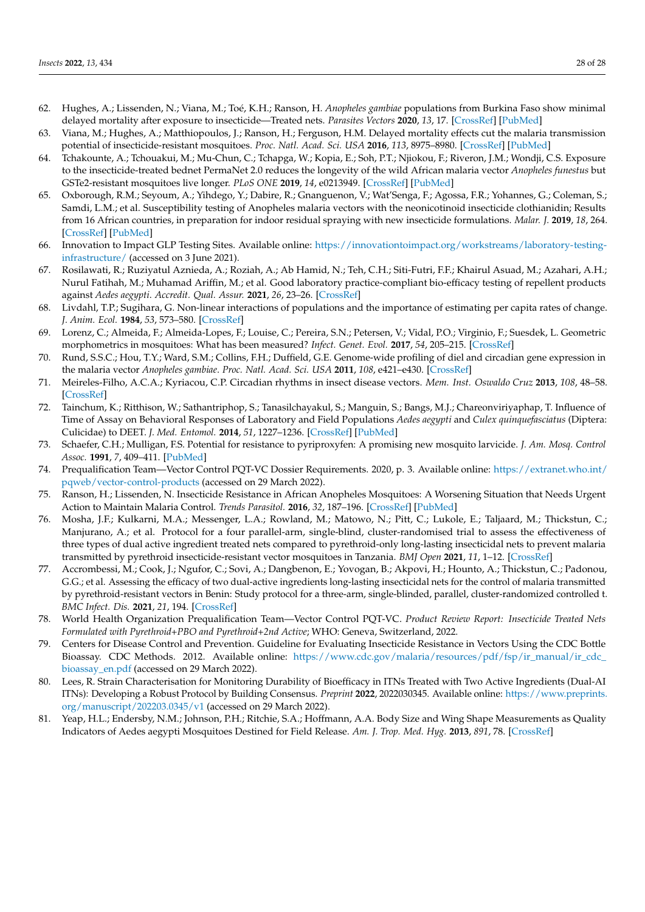62. Hughes, A.; Lissenden, N.; Viana, M.; Toé, K.H.; Ranson, H. *Anopheles gambiae* populations from Burkina Faso show minimal delayed mortality after exposure to insecticide—Treated nets. *Parasites Vectors* **2020**, *13*, 17. [CrossRef] [PubMed]
63. Viana, M.; Hughes, A.; Matthiopoulos, J.; Ranson, H.; Ferguson, H.M. Delayed mortality effects cut the malaria transmission potential of insecticide-resistant mosquitoes. *Proc. Natl. Acad. Sci. USA* **2016**, *113*, 8975–8980. [CrossRef] [PubMed]
64. Tchakounte, A.; Tchouakui, M.; Mu-Chun, C.; Tchapga, W.; Kopia, E.; Soh, P.T.; Njiokou, F.; Riveron, J.M.; Wondji, C.S. Exposure to the insecticide-treated bednet PermaNet 2.0 reduces the longevity of the wild African malaria vector *Anopheles funestus* but GSTe2-resistant mosquitoes live longer. *PLoS ONE* **2019**, *14*, e0213949. [CrossRef] [PubMed]
65. Oxborough, R.M.; Seyoum, A.; Yihdego, Y.; Dabire, R.; Gnanguenon, V.; Wat'Senga, F.; Agossa, F.R.; Yohannes, G.; Coleman, S.; Samdi, L.M.; et al. Susceptibility testing of Anopheles malaria vectors with the neonicotinoid insecticide clothianidin; Results from 16 African countries, in preparation for indoor residual spraying with new insecticide formulations. *Malar. J.* **2019**, *18*, 264. [CrossRef] [PubMed]
66. Innovation to Impact GLP Testing Sites. Available online: https://innovationtoimpact.org/workstreams/laboratory-testing-infrastructure/ (accessed on 3 June 2021).
67. Rosilawati, R.; Ruziyatul Aznieda, A.; Roziah, A.; Ab Hamid, N.; Teh, C.H.; Siti-Futri, F.F.; Khairul Asuad, M.; Azahari, A.H.; Nurul Fatihah, M.; Muhamad Ariffin, M.; et al. Good laboratory practice-compliant bio-efficacy testing of repellent products against *Aedes aegypti*. *Accredit. Qual. Assur.* **2021**, *26*, 23–26. [CrossRef]
68. Livdahl, T.P.; Sugihara, G. Non-linear interactions of populations and the importance of estimating per capita rates of change. *J. Anim. Ecol.* **1984**, *53*, 573–580. [CrossRef]
69. Lorenz, C.; Almeida, F.; Almeida-Lopes, F.; Louise, C.; Pereira, S.N.; Petersen, V.; Vidal, P.O.; Virginio, F.; Suesdek, L. Geometric morphometrics in mosquitoes: What has been measured? *Infect. Genet. Evol.* **2017**, *54*, 205–215. [CrossRef]
70. Rund, S.S.C.; Hou, T.Y.; Ward, S.M.; Collins, F.H.; Duffield, G.E. Genome-wide profiling of diel and circadian gene expression in the malaria vector *Anopheles gambiae*. *Proc. Natl. Acad. Sci. USA* **2011**, *108*, e421–e430. [CrossRef]
71. Meireles-Filho, A.C.A.; Kyriacou, C.P. Circadian rhythms in insect disease vectors. *Mem. Inst. Oswaldo Cruz* **2013**, *108*, 48–58. [CrossRef]
72. Tainchum, K.; Ritthison, W.; Sathantriphop, S.; Tanasilchayakul, S.; Manguin, S.; Bangs, M.J.; Chareonviriyaphap, T. Influence of Time of Assay on Behavioral Responses of Laboratory and Field Populations *Aedes aegypti* and *Culex quinquefasciatus* (Diptera: Culicidae) to DEET. *J. Med. Entomol.* **2014**, *51*, 1227–1236. [CrossRef] [PubMed]
73. Schaefer, C.H.; Mulligan, F.S. Potential for resistance to pyriproxyfen: A promising new mosquito larvicide. *J. Am. Mosq. Control Assoc.* **1991**, *7*, 409–411. [PubMed]
74. Prequalification Team—Vector Control PQT-VC Dossier Requirements. 2020, p. 3. Available online: https://extranet.who.int/pqweb/vector-control-products (accessed on 29 March 2022).
75. Ranson, H.; Lissenden, N. Insecticide Resistance in African Anopheles Mosquitoes: A Worsening Situation that Needs Urgent Action to Maintain Malaria Control. *Trends Parasitol.* **2016**, *32*, 187–196. [CrossRef] [PubMed]
76. Mosha, J.F.; Kulkarni, M.A.; Messenger, L.A.; Rowland, M.; Matowo, N.; Pitt, C.; Lukole, E.; Taljaard, M.; Thickstun, C.; Manjurano, A.; et al. Protocol for a four parallel-arm, single-blind, cluster-randomised trial to assess the effectiveness of three types of dual active ingredient treated nets compared to pyrethroid-only long-lasting insecticidal nets to prevent malaria transmitted by pyrethroid insecticide-resistant vector mosquitoes in Tanzania. *BMJ Open* **2021**, *11*, 1–12. [CrossRef]
77. Accrombessi, M.; Cook, J.; Ngufor, C.; Sovi, A.; Dangbenon, E.; Yovogan, B.; Akpovi, H.; Hounto, A.; Thickstun, C.; Padonou, G.G.; et al. Assessing the efficacy of two dual-active ingredients long-lasting insecticidal nets for the control of malaria transmitted by pyrethroid-resistant vectors in Benin: Study protocol for a three-arm, single-blinded, parallel, cluster-randomized controlled t. *BMC Infect. Dis.* **2021**, *21*, 194. [CrossRef]
78. World Health Organization Prequalification Team—Vector Control PQT-VC. *Product Review Report: Insecticide Treated Nets Formulated with Pyrethroid+PBO and Pyrethroid+2nd Active*; WHO: Geneva, Switzerland, 2022.
79. Centers for Disease Control and Prevention. Guideline for Evaluating Insecticide Resistance in Vectors Using the CDC Bottle Bioassay. CDC Methods. 2012. Available online: https://www.cdc.gov/malaria/resources/pdf/fsp/ir_manual/ir_cdc_bioassay_en.pdf (accessed on 29 March 2022).
80. Lees, R. Strain Characterisation for Monitoring Durability of Bioefficacy in ITNs Treated with Two Active Ingredients (Dual-AI ITNs): Developing a Robust Protocol by Building Consensus. *Preprint* **2022**, 2022030345. Available online: https://www.preprints.org/manuscript/202203.0345/v1 (accessed on 29 March 2022).
81. Yeap, H.L.; Endersby, N.M.; Johnson, P.H.; Ritchie, S.A.; Hoffmann, A.A. Body Size and Wing Shape Measurements as Quality Indicators of Aedes aegypti Mosquitoes Destined for Field Release. *Am. J. Trop. Med. Hyg.* **2013**, *891*, 78. [CrossRef]